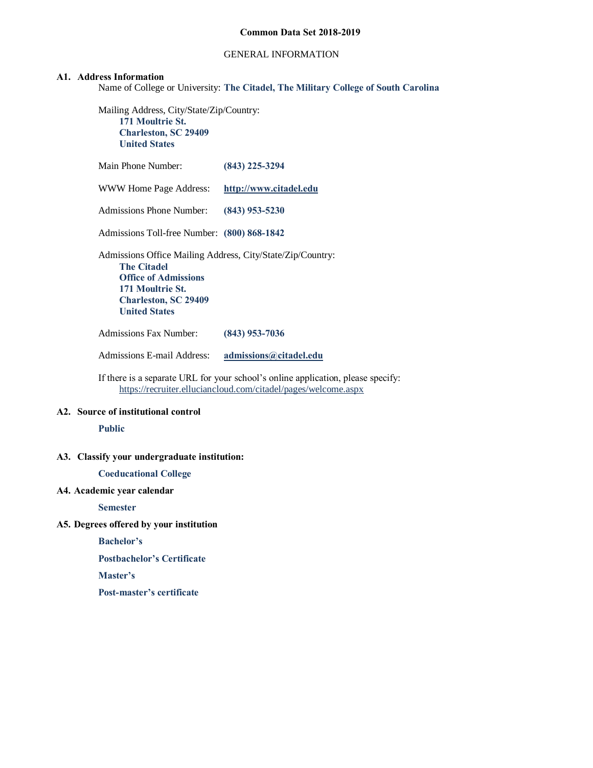# Common Data Set 2018-2019

## GENERAL INFORMATION

### A1. Address Information

Name of College or University: **The Citadel, The Military College of South Carolina**

Mailing Address, City/State/Zip/Country:
**171 Moultrie St.**
**Charleston, SC 29409**
**United States**

Main Phone Number: **(843) 225-3294**

WWW Home Page Address: **http://www.citadel.edu**

Admissions Phone Number: **(843) 953-5230**

Admissions Toll-free Number: **(800) 868-1842**

Admissions Office Mailing Address, City/State/Zip/Country:
**The Citadel**
**Office of Admissions**
**171 Moultrie St.**
**Charleston, SC 29409**
**United States**

Admissions Fax Number: **(843) 953-7036**

Admissions E-mail Address: **admissions@citadel.edu**

If there is a separate URL for your school's online application, please specify:
https://recruiter.elluciancloud.com/citadel/pages/welcome.aspx

### A2. Source of institutional control

**Public**

### A3. Classify your undergraduate institution:

**Coeducational College**

### A4. Academic year calendar

**Semester**

### A5. Degrees offered by your institution

**Bachelor's**

**Postbachelor's Certificate**

**Master's**

**Post-master's certificate**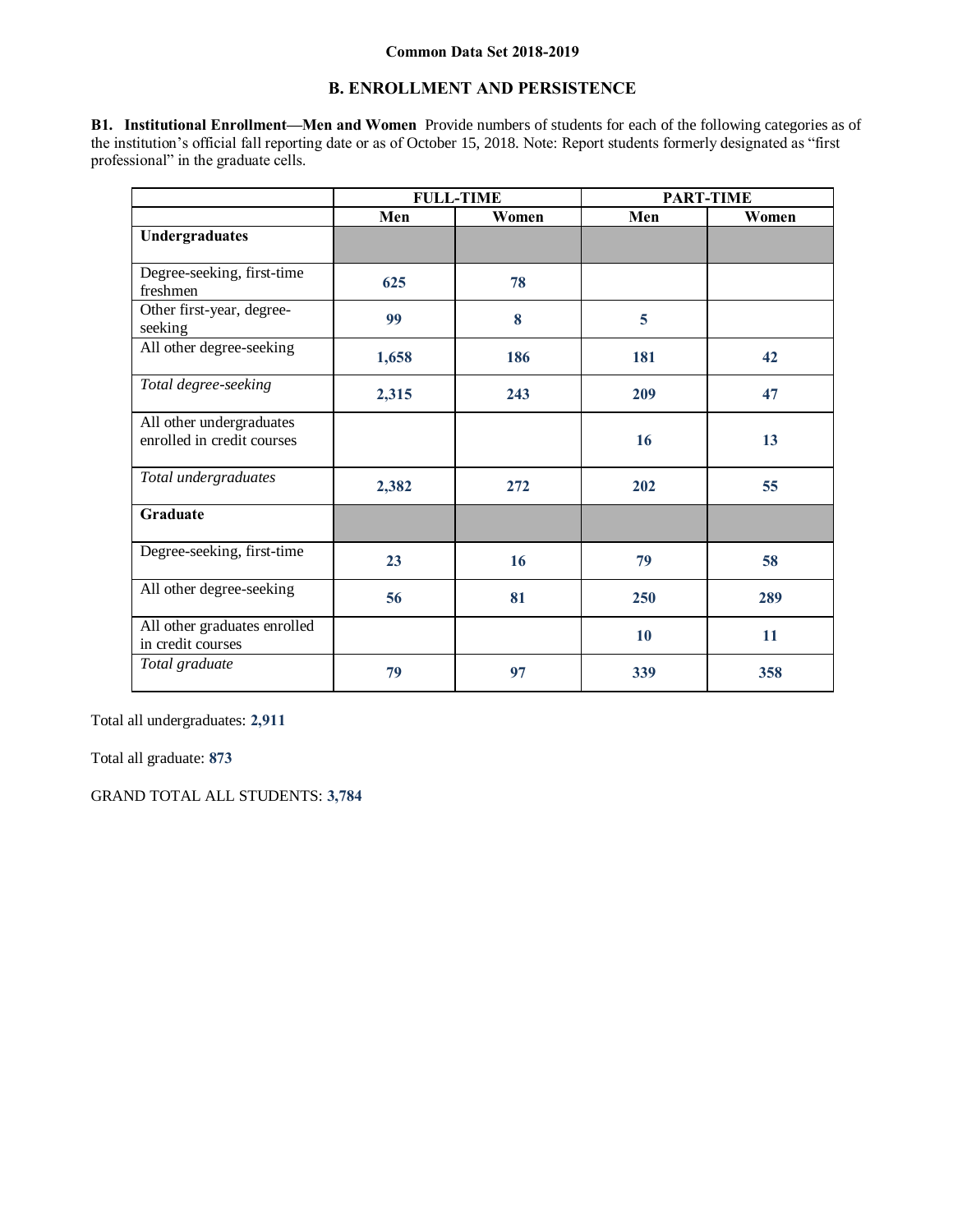Common Data Set 2018-2019

## B. ENROLLMENT AND PERSISTENCE

**B1. Institutional Enrollment—Men and Women** Provide numbers of students for each of the following categories as of the institution's official fall reporting date or as of October 15, 2018. Note: Report students formerly designated as "first professional" in the graduate cells.

| | FULL-TIME | | PART-TIME | |
|---|---|---|---|---|
| | Men | Women | Men | Women |
| **Undergraduates** | | | | |
| Degree-seeking, first-time freshmen | 625 | 78 | | |
| Other first-year, degree-seeking | 99 | 8 | 5 | |
| All other degree-seeking | 1,658 | 186 | 181 | 42 |
| *Total degree-seeking* | 2,315 | 243 | 209 | 47 |
| All other undergraduates enrolled in credit courses | | | 16 | 13 |
| *Total undergraduates* | 2,382 | 272 | 202 | 55 |
| **Graduate** | | | | |
| Degree-seeking, first-time | 23 | 16 | 79 | 58 |
| All other degree-seeking | 56 | 81 | 250 | 289 |
| All other graduates enrolled in credit courses | | | 10 | 11 |
| *Total graduate* | 79 | 97 | 339 | 358 |

Total all undergraduates: **2,911**

Total all graduate: **873**

GRAND TOTAL ALL STUDENTS: **3,784**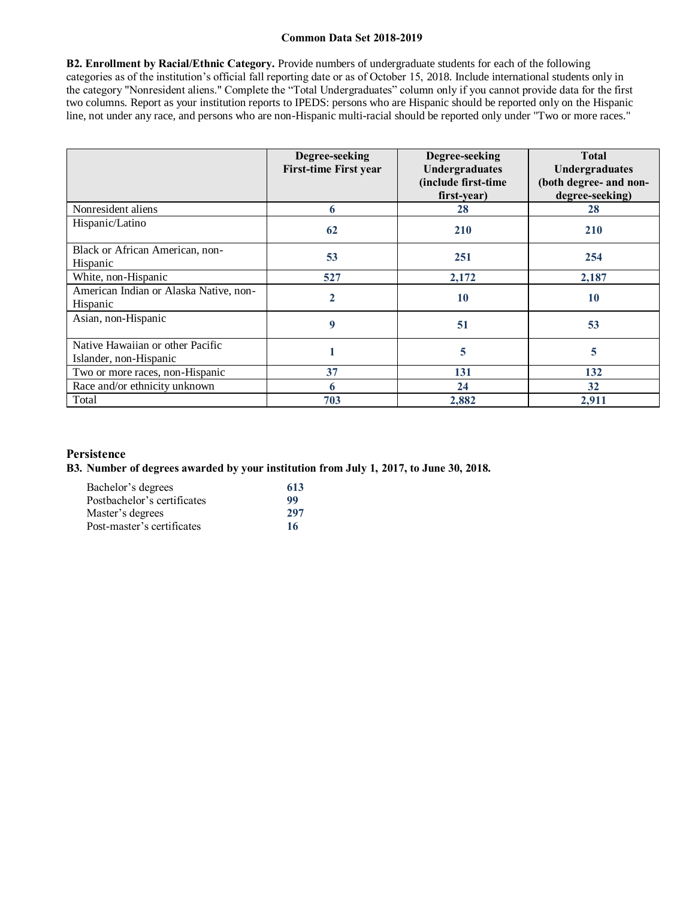**Common Data Set 2018-2019**

**B2. Enrollment by Racial/Ethnic Category.** Provide numbers of undergraduate students for each of the following categories as of the institution's official fall reporting date or as of October 15, 2018. Include international students only in the category "Nonresident aliens." Complete the "Total Undergraduates" column only if you cannot provide data for the first two columns. Report as your institution reports to IPEDS: persons who are Hispanic should be reported only on the Hispanic line, not under any race, and persons who are non-Hispanic multi-racial should be reported only under "Two or more races."

| | Degree-seeking First-time First year | Degree-seeking Undergraduates (include first-time first-year) | Total Undergraduates (both degree- and non-degree-seeking) |
|---|---|---|---|
| Nonresident aliens | 6 | 28 | 28 |
| Hispanic/Latino | 62 | 210 | 210 |
| Black or African American, non-Hispanic | 53 | 251 | 254 |
| White, non-Hispanic | 527 | 2,172 | 2,187 |
| American Indian or Alaska Native, non-Hispanic | 2 | 10 | 10 |
| Asian, non-Hispanic | 9 | 51 | 53 |
| Native Hawaiian or other Pacific Islander, non-Hispanic | 1 | 5 | 5 |
| Two or more races, non-Hispanic | 37 | 131 | 132 |
| Race and/or ethnicity unknown | 6 | 24 | 32 |
| Total | 703 | 2,882 | 2,911 |

## Persistence

**B3. Number of degrees awarded by your institution from July 1, 2017, to June 30, 2018.**

| | |
|---|---|
| Bachelor's degrees | 613 |
| Postbachelor's certificates | 99 |
| Master's degrees | 297 |
| Post-master's certificates | 16 |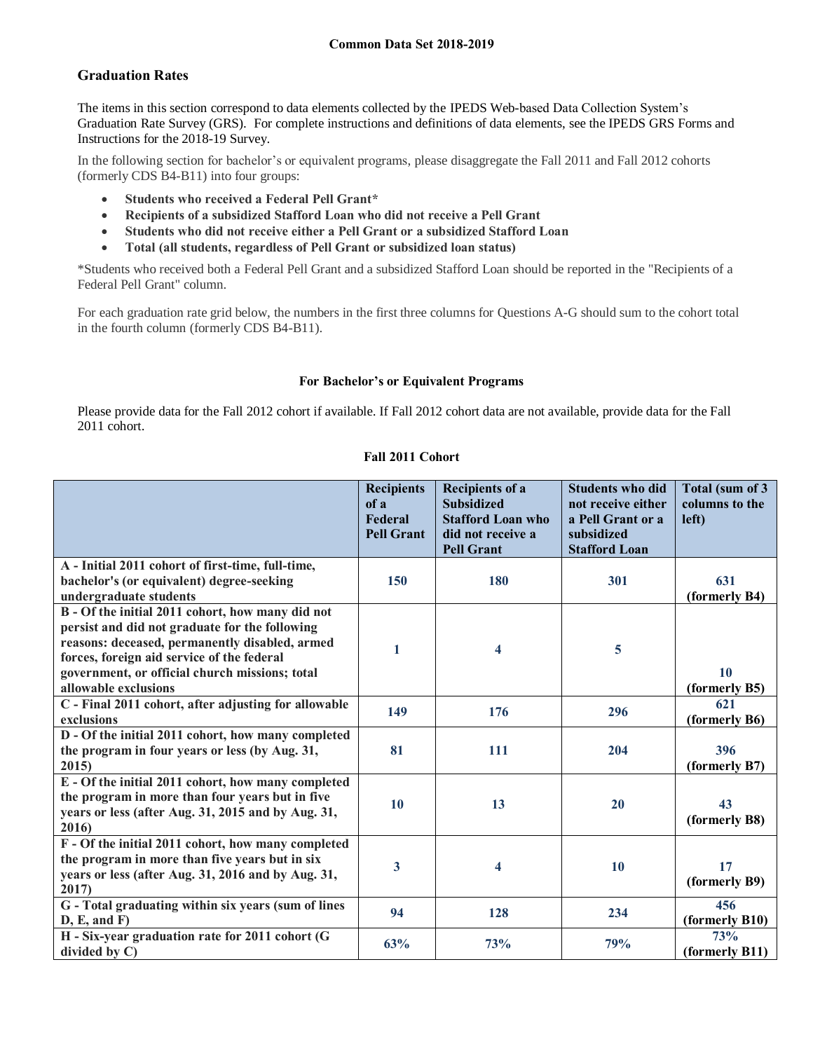Common Data Set 2018-2019

## Graduation Rates

The items in this section correspond to data elements collected by the IPEDS Web-based Data Collection System's Graduation Rate Survey (GRS). For complete instructions and definitions of data elements, see the IPEDS GRS Forms and Instructions for the 2018-19 Survey.

In the following section for bachelor's or equivalent programs, please disaggregate the Fall 2011 and Fall 2012 cohorts (formerly CDS B4-B11) into four groups:

- **Students who received a Federal Pell Grant***
- **Recipients of a subsidized Stafford Loan who did not receive a Pell Grant**
- **Students who did not receive either a Pell Grant or a subsidized Stafford Loan**
- **Total (all students, regardless of Pell Grant or subsidized loan status)**

*Students who received both a Federal Pell Grant and a subsidized Stafford Loan should be reported in the "Recipients of a Federal Pell Grant" column.

For each graduation rate grid below, the numbers in the first three columns for Questions A-G should sum to the cohort total in the fourth column (formerly CDS B4-B11).

### For Bachelor's or Equivalent Programs

Please provide data for the Fall 2012 cohort if available. If Fall 2012 cohort data are not available, provide data for the Fall 2011 cohort.

**Fall 2011 Cohort**

| | Recipients of a Federal Pell Grant | Recipients of a Subsidized Stafford Loan who did not receive a Pell Grant | Students who did not receive either a Pell Grant or a subsidized Stafford Loan | Total (sum of 3 columns to the left) |
|---|---|---|---|---|
| A - Initial 2011 cohort of first-time, full-time, bachelor's (or equivalent) degree-seeking undergraduate students | 150 | 180 | 301 | 631 (formerly B4) |
| B - Of the initial 2011 cohort, how many did not persist and did not graduate for the following reasons: deceased, permanently disabled, armed forces, foreign aid service of the federal government, or official church missions; total allowable exclusions | 1 | 4 | 5 | 10 (formerly B5) |
| C - Final 2011 cohort, after adjusting for allowable exclusions | 149 | 176 | 296 | 621 (formerly B6) |
| D - Of the initial 2011 cohort, how many completed the program in four years or less (by Aug. 31, 2015) | 81 | 111 | 204 | 396 (formerly B7) |
| E - Of the initial 2011 cohort, how many completed the program in more than four years but in five years or less (after Aug. 31, 2015 and by Aug. 31, 2016) | 10 | 13 | 20 | 43 (formerly B8) |
| F - Of the initial 2011 cohort, how many completed the program in more than five years but in six years or less (after Aug. 31, 2016 and by Aug. 31, 2017) | 3 | 4 | 10 | 17 (formerly B9) |
| G - Total graduating within six years (sum of lines D, E, and F) | 94 | 128 | 234 | 456 (formerly B10) |
| H - Six-year graduation rate for 2011 cohort (G divided by C) | 63% | 73% | 79% | 73% (formerly B11) |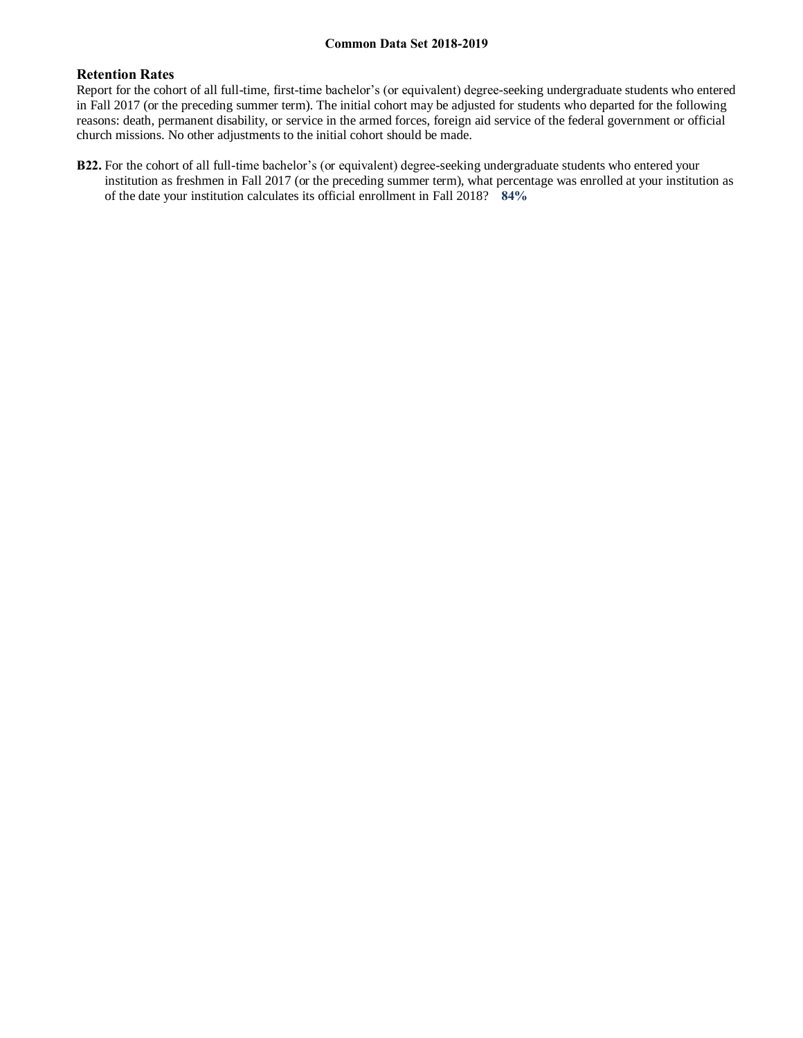**Common Data Set 2018-2019**

## Retention Rates

Report for the cohort of all full-time, first-time bachelor's (or equivalent) degree-seeking undergraduate students who entered in Fall 2017 (or the preceding summer term). The initial cohort may be adjusted for students who departed for the following reasons: death, permanent disability, or service in the armed forces, foreign aid service of the federal government or official church missions. No other adjustments to the initial cohort should be made.

**B22.** For the cohort of all full-time bachelor's (or equivalent) degree-seeking undergraduate students who entered your institution as freshmen in Fall 2017 (or the preceding summer term), what percentage was enrolled at your institution as of the date your institution calculates its official enrollment in Fall 2018? **84%**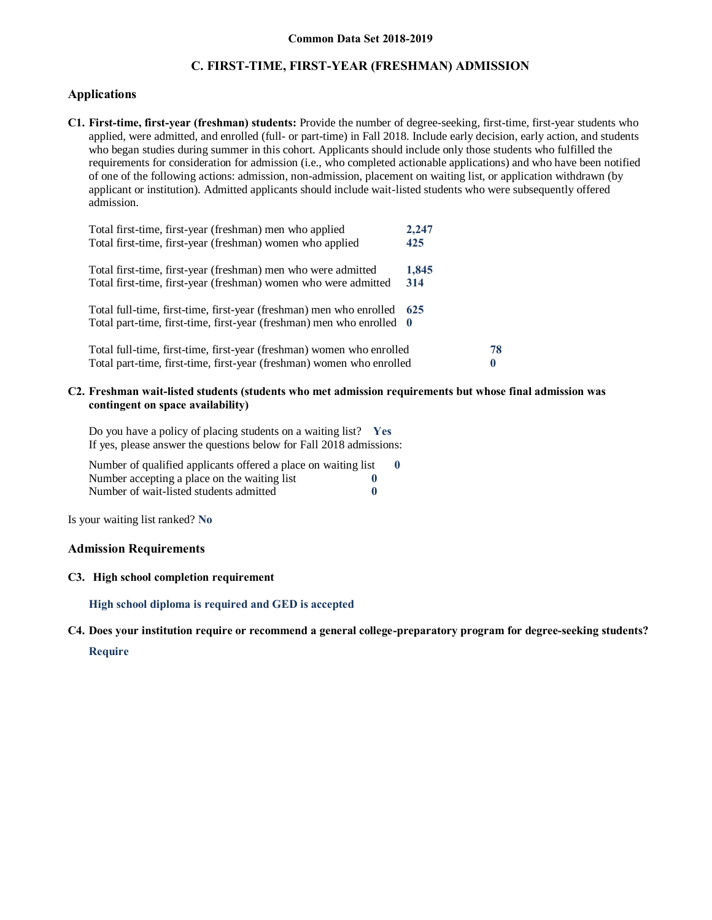**Common Data Set 2018-2019**

## C. FIRST-TIME, FIRST-YEAR (FRESHMAN) ADMISSION

### Applications

**C1. First-time, first-year (freshman) students:** Provide the number of degree-seeking, first-time, first-year students who applied, were admitted, and enrolled (full- or part-time) in Fall 2018. Include early decision, early action, and students who began studies during summer in this cohort. Applicants should include only those students who fulfilled the requirements for consideration for admission (i.e., who completed actionable applications) and who have been notified of one of the following actions: admission, non-admission, placement on waiting list, or application withdrawn (by applicant or institution). Admitted applicants should include wait-listed students who were subsequently offered admission.

| | |
|---|---|
| Total first-time, first-year (freshman) men who applied | **2,247** |
| Total first-time, first-year (freshman) women who applied | **425** |
| Total first-time, first-year (freshman) men who were admitted | **1,845** |
| Total first-time, first-year (freshman) women who were admitted | **314** |
| Total full-time, first-time, first-year (freshman) men who enrolled | **625** |
| Total part-time, first-time, first-year (freshman) men who enrolled | **0** |
| Total full-time, first-time, first-year (freshman) women who enrolled | **78** |
| Total part-time, first-time, first-year (freshman) women who enrolled | **0** |

**C2. Freshman wait-listed students (students who met admission requirements but whose final admission was contingent on space availability)**

Do you have a policy of placing students on a waiting list? **Yes**
If yes, please answer the questions below for Fall 2018 admissions:

| | |
|---|---|
| Number of qualified applicants offered a place on waiting list | **0** |
| Number accepting a place on the waiting list | **0** |
| Number of wait-listed students admitted | **0** |

Is your waiting list ranked? **No**

### Admission Requirements

**C3. High school completion requirement**

**High school diploma is required and GED is accepted**

**C4. Does your institution require or recommend a general college-preparatory program for degree-seeking students?**

**Require**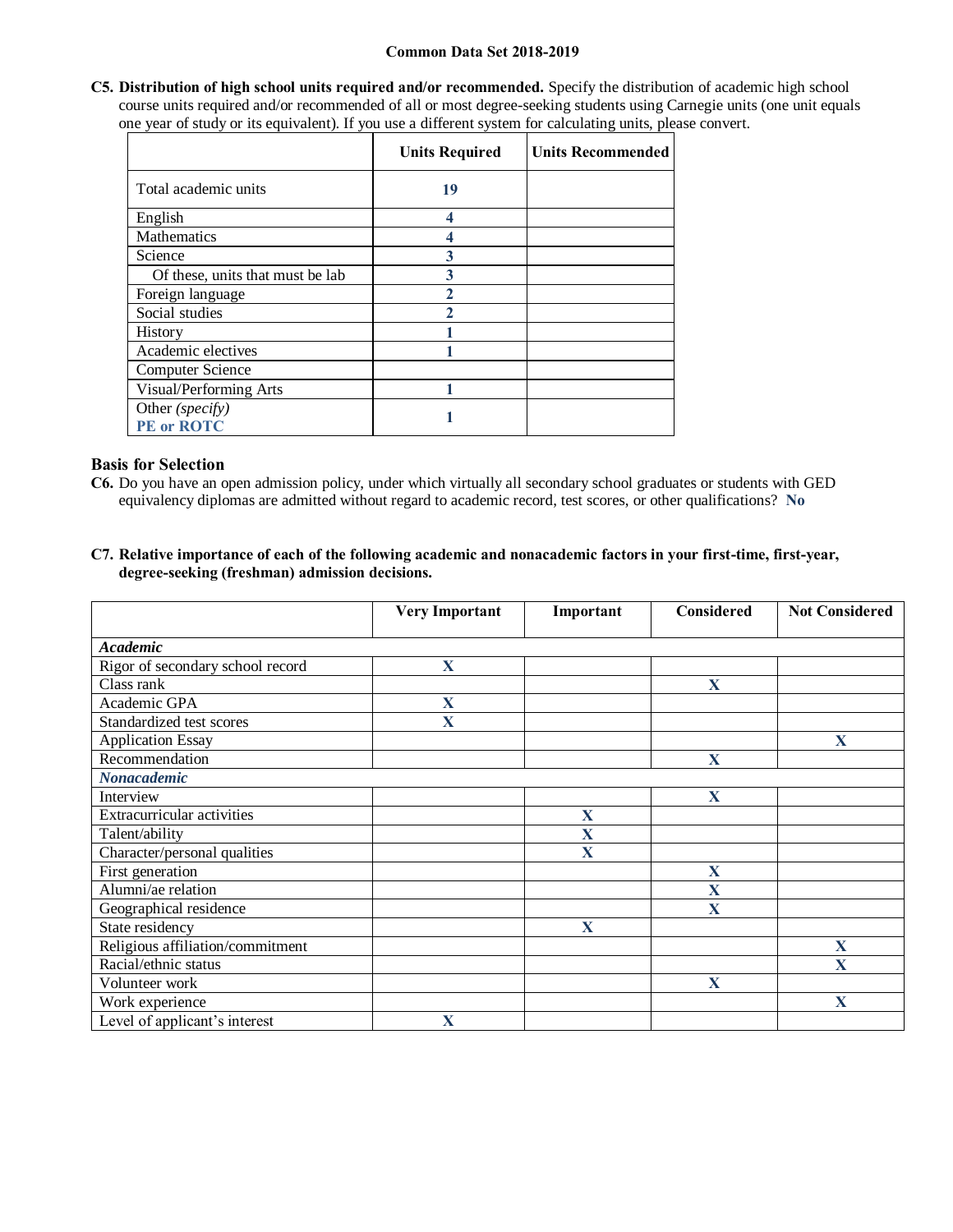**C5. Distribution of high school units required and/or recommended.** Specify the distribution of academic high school course units required and/or recommended of all or most degree-seeking students using Carnegie units (one unit equals one year of study or its equivalent). If you use a different system for calculating units, please convert.

| | Units Required | Units Recommended |
|---|---|---|
| Total academic units | 19 | |
| English | 4 | |
| Mathematics | 4 | |
| Science | 3 | |
| Of these, units that must be lab | 3 | |
| Foreign language | 2 | |
| Social studies | 2 | |
| History | 1 | |
| Academic electives | 1 | |
| Computer Science | | |
| Visual/Performing Arts | 1 | |
| Other *(specify)* **PE or ROTC** | 1 | |

### Basis for Selection

**C6.** Do you have an open admission policy, under which virtually all secondary school graduates or students with GED equivalency diplomas are admitted without regard to academic record, test scores, or other qualifications? **No**

**C7. Relative importance of each of the following academic and nonacademic factors in your first-time, first-year, degree-seeking (freshman) admission decisions.**

| | Very Important | Important | Considered | Not Considered |
|---|---|---|---|---|
| ***Academic*** | | | | |
| Rigor of secondary school record | X | | | |
| Class rank | | | X | |
| Academic GPA | X | | | |
| Standardized test scores | X | | | |
| Application Essay | | | | X |
| Recommendation | | | X | |
| ***Nonacademic*** | | | | |
| Interview | | | X | |
| Extracurricular activities | | X | | |
| Talent/ability | | X | | |
| Character/personal qualities | | X | | |
| First generation | | | X | |
| Alumni/ae relation | | | X | |
| Geographical residence | | | X | |
| State residency | | X | | |
| Religious affiliation/commitment | | | | X |
| Racial/ethnic status | | | | X |
| Volunteer work | | | X | |
| Work experience | | | | X |
| Level of applicant's interest | X | | | |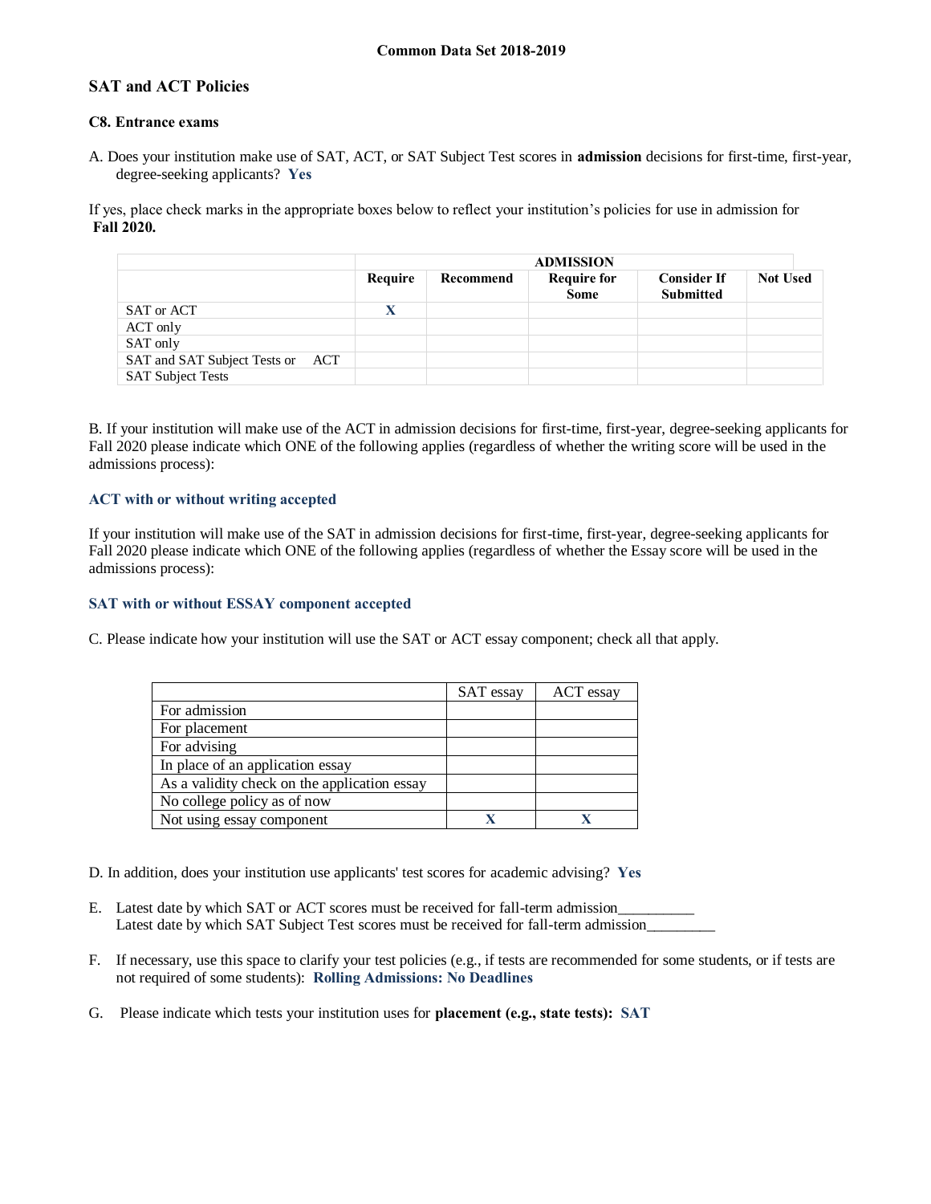Common Data Set 2018-2019

## SAT and ACT Policies

### C8. Entrance exams

A. Does your institution make use of SAT, ACT, or SAT Subject Test scores in **admission** decisions for first-time, first-year, degree-seeking applicants? **Yes**

If yes, place check marks in the appropriate boxes below to reflect your institution's policies for use in admission for **Fall 2020.**

| | ADMISSION | | | | |
|---|---|---|---|---|---|
| | **Require** | **Recommend** | **Require for Some** | **Consider If Submitted** | **Not Used** |
| SAT or ACT | X | | | | |
| ACT only | | | | | |
| SAT only | | | | | |
| SAT and SAT Subject Tests or ACT | | | | | |
| SAT Subject Tests | | | | | |

B. If your institution will make use of the ACT in admission decisions for first-time, first-year, degree-seeking applicants for Fall 2020 please indicate which ONE of the following applies (regardless of whether the writing score will be used in the admissions process):

**ACT with or without writing accepted**

If your institution will make use of the SAT in admission decisions for first-time, first-year, degree-seeking applicants for Fall 2020 please indicate which ONE of the following applies (regardless of whether the Essay score will be used in the admissions process):

**SAT with or without ESSAY component accepted**

C. Please indicate how your institution will use the SAT or ACT essay component; check all that apply.

| | SAT essay | ACT essay |
|---|---|---|
| For admission | | |
| For placement | | |
| For advising | | |
| In place of an application essay | | |
| As a validity check on the application essay | | |
| No college policy as of now | | |
| Not using essay component | X | X |

D. In addition, does your institution use applicants' test scores for academic advising? **Yes**

E. Latest date by which SAT or ACT scores must be received for fall-term admission__________
Latest date by which SAT Subject Test scores must be received for fall-term admission_________

F. If necessary, use this space to clarify your test policies (e.g., if tests are recommended for some students, or if tests are not required of some students): **Rolling Admissions: No Deadlines**

G. Please indicate which tests your institution uses for **placement (e.g., state tests): SAT**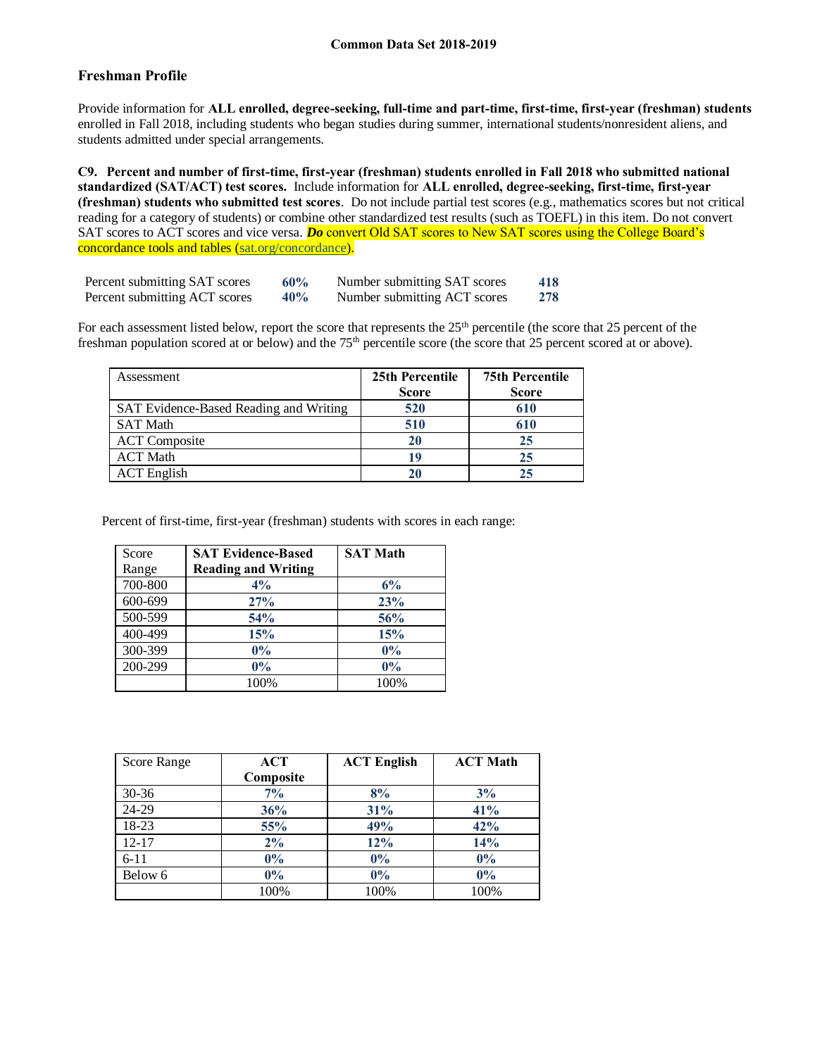Common Data Set 2018-2019

## Freshman Profile

Provide information for **ALL enrolled, degree-seeking, full-time and part-time, first-time, first-year (freshman) students** enrolled in Fall 2018, including students who began studies during summer, international students/nonresident aliens, and students admitted under special arrangements.

**C9. Percent and number of first-time, first-year (freshman) students enrolled in Fall 2018 who submitted national standardized (SAT/ACT) test scores.** Include information for **ALL enrolled, degree-seeking, first-time, first-year (freshman) students who submitted test scores**. Do not include partial test scores (e.g., mathematics scores but not critical reading for a category of students) or combine other standardized test results (such as TOEFL) in this item. Do not convert SAT scores to ACT scores and vice versa. ***Do*** convert Old SAT scores to New SAT scores using the College Board's concordance tools and tables (sat.org/concordance).

| | | | |
|---|---|---|---|
| Percent submitting SAT scores | **60%** | Number submitting SAT scores | **418** |
| Percent submitting ACT scores | **40%** | Number submitting ACT scores | **278** |

For each assessment listed below, report the score that represents the 25th percentile (the score that 25 percent of the freshman population scored at or below) and the 75th percentile score (the score that 25 percent scored at or above).

| Assessment | 25th Percentile Score | 75th Percentile Score |
|---|---|---|
| SAT Evidence-Based Reading and Writing | 520 | 610 |
| SAT Math | 510 | 610 |
| ACT Composite | 20 | 25 |
| ACT Math | 19 | 25 |
| ACT English | 20 | 25 |

Percent of first-time, first-year (freshman) students with scores in each range:

| Score Range | SAT Evidence-Based Reading and Writing | SAT Math |
|---|---|---|
| 700-800 | 4% | 6% |
| 600-699 | 27% | 23% |
| 500-599 | 54% | 56% |
| 400-499 | 15% | 15% |
| 300-399 | 0% | 0% |
| 200-299 | 0% | 0% |
| | 100% | 100% |

| Score Range | ACT Composite | ACT English | ACT Math |
|---|---|---|---|
| 30-36 | 7% | 8% | 3% |
| 24-29 | 36% | 31% | 41% |
| 18-23 | 55% | 49% | 42% |
| 12-17 | 2% | 12% | 14% |
| 6-11 | 0% | 0% | 0% |
| Below 6 | 0% | 0% | 0% |
| | 100% | 100% | 100% |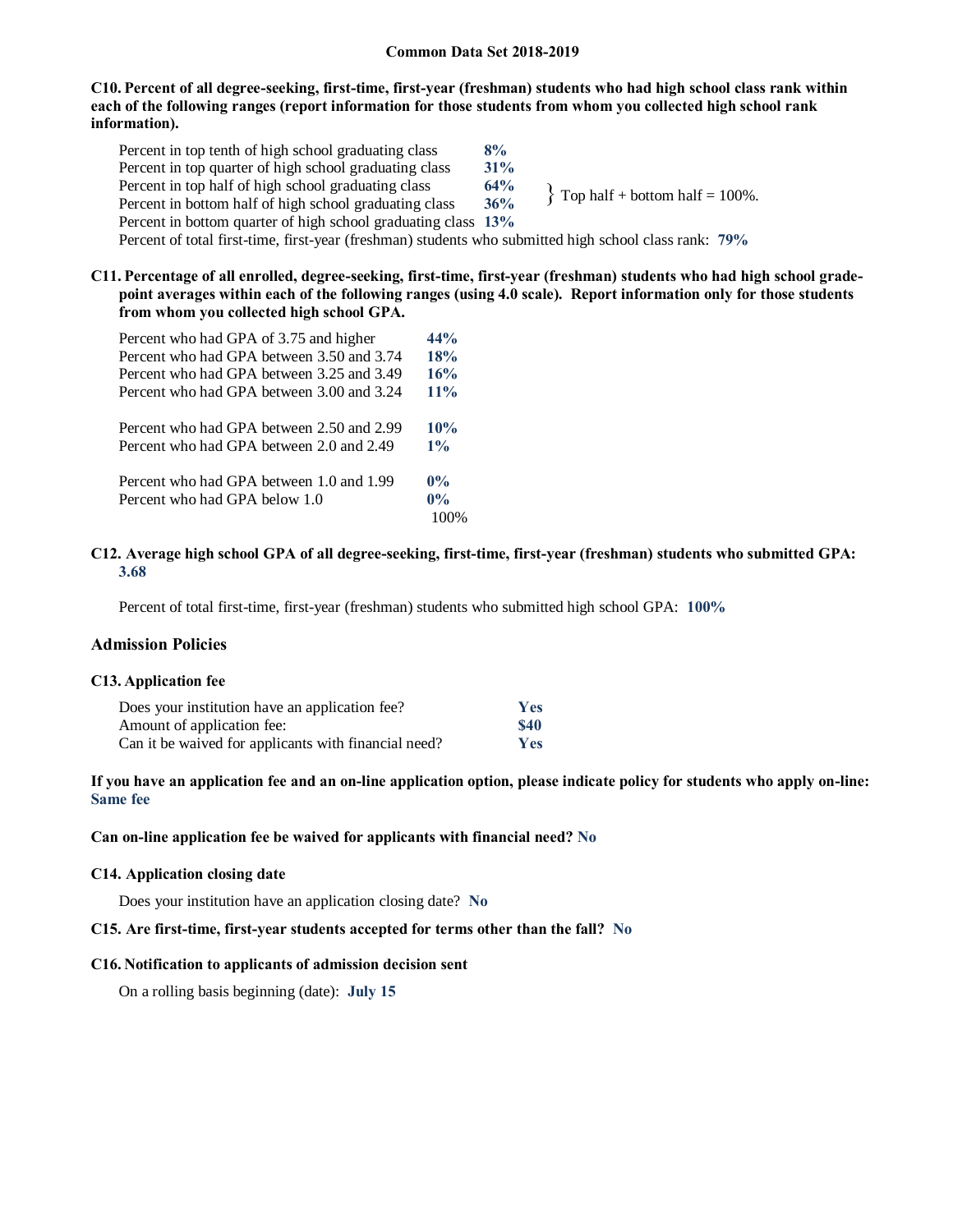**C10. Percent of all degree-seeking, first-time, first-year (freshman) students who had high school class rank within each of the following ranges (report information for those students from whom you collected high school rank information).**

| | | |
|---|---|---|
| Percent in top tenth of high school graduating class | **8%** | |
| Percent in top quarter of high school graduating class | **31%** | |
| Percent in top half of high school graduating class | **64%** | } Top half + bottom half = 100%. |
| Percent in bottom half of high school graduating class | **36%** | |
| Percent in bottom quarter of high school graduating class | **13%** | |

Percent of total first-time, first-year (freshman) students who submitted high school class rank: **79%**

**C11. Percentage of all enrolled, degree-seeking, first-time, first-year (freshman) students who had high school grade-point averages within each of the following ranges (using 4.0 scale). Report information only for those students from whom you collected high school GPA.**

| | |
|---|---|
| Percent who had GPA of 3.75 and higher | **44%** |
| Percent who had GPA between 3.50 and 3.74 | **18%** |
| Percent who had GPA between 3.25 and 3.49 | **16%** |
| Percent who had GPA between 3.00 and 3.24 | **11%** |
| Percent who had GPA between 2.50 and 2.99 | **10%** |
| Percent who had GPA between 2.0 and 2.49 | **1%** |
| Percent who had GPA between 1.0 and 1.99 | **0%** |
| Percent who had GPA below 1.0 | **0%** |
| | 100% |

**C12. Average high school GPA of all degree-seeking, first-time, first-year (freshman) students who submitted GPA:** **3.68**

Percent of total first-time, first-year (freshman) students who submitted high school GPA: **100%**

## Admission Policies

**C13. Application fee**

| | |
|---|---|
| Does your institution have an application fee? | **Yes** |
| Amount of application fee: | **$40** |
| Can it be waived for applicants with financial need? | **Yes** |

**If you have an application fee and an on-line application option, please indicate policy for students who apply on-line:** **Same fee**

**Can on-line application fee be waived for applicants with financial need?** **No**

**C14. Application closing date**

Does your institution have an application closing date? **No**

**C15. Are first-time, first-year students accepted for terms other than the fall?** **No**

**C16. Notification to applicants of admission decision sent**

On a rolling basis beginning (date): **July 15**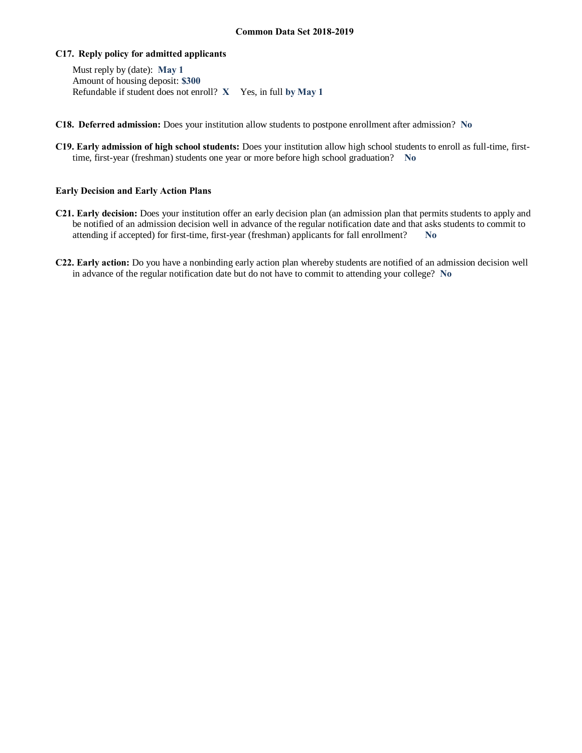**C17. Reply policy for admitted applicants**

Must reply by (date): **May 1**
Amount of housing deposit: **$300**
Refundable if student does not enroll? **X** Yes, in full **by May 1**

**C18. Deferred admission:** Does your institution allow students to postpone enrollment after admission? **No**

**C19. Early admission of high school students:** Does your institution allow high school students to enroll as full-time, first-time, first-year (freshman) students one year or more before high school graduation? **No**

**Early Decision and Early Action Plans**

**C21. Early decision:** Does your institution offer an early decision plan (an admission plan that permits students to apply and be notified of an admission decision well in advance of the regular notification date and that asks students to commit to attending if accepted) for first-time, first-year (freshman) applicants for fall enrollment? **No**

**C22. Early action:** Do you have a nonbinding early action plan whereby students are notified of an admission decision well in advance of the regular notification date but do not have to commit to attending your college? **No**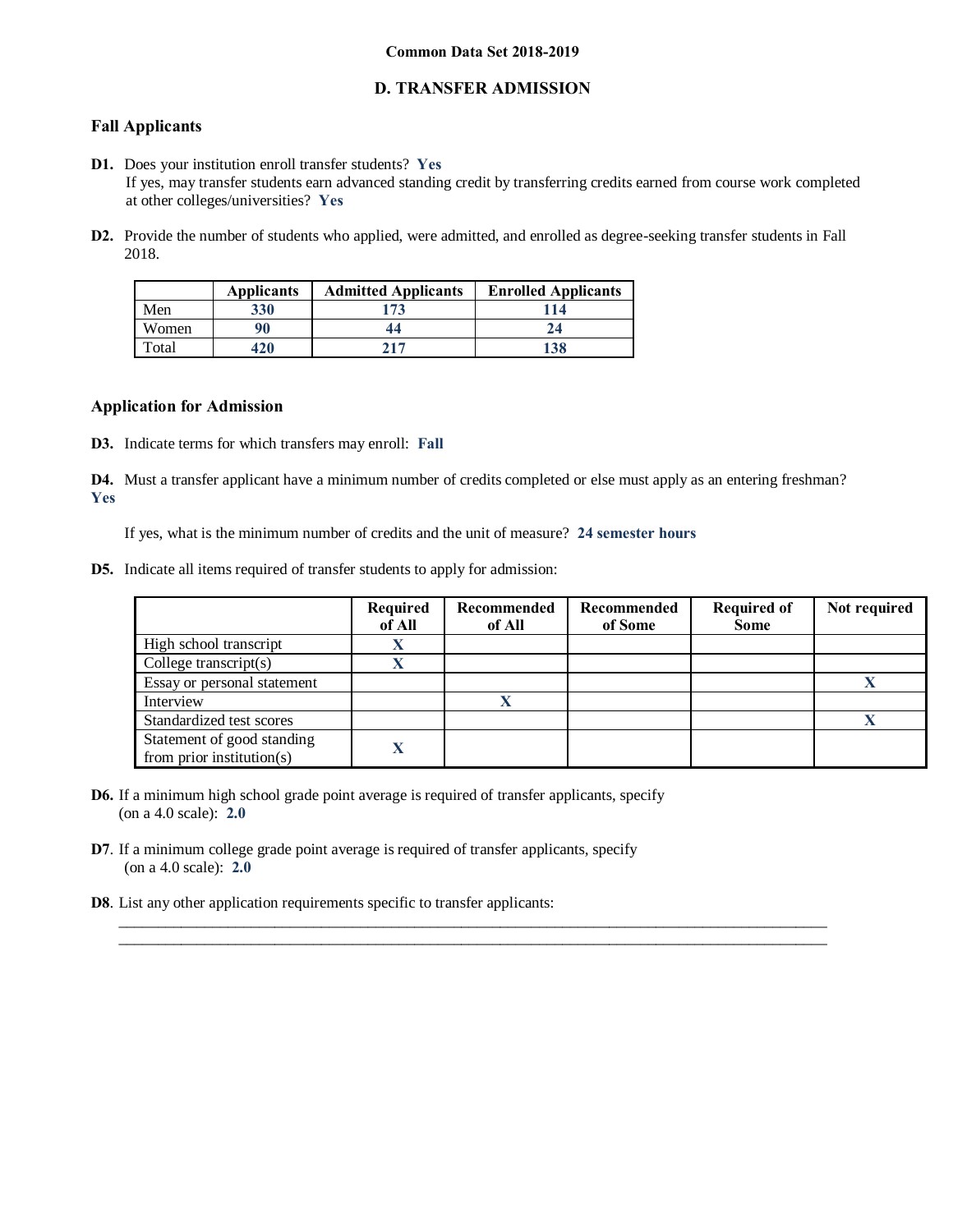**Common Data Set 2018-2019**

## D. TRANSFER ADMISSION

### Fall Applicants

**D1.** Does your institution enroll transfer students? **Yes**
If yes, may transfer students earn advanced standing credit by transferring credits earned from course work completed at other colleges/universities? **Yes**

**D2.** Provide the number of students who applied, were admitted, and enrolled as degree-seeking transfer students in Fall 2018.

| | Applicants | Admitted Applicants | Enrolled Applicants |
|---|---|---|---|
| Men | 330 | 173 | 114 |
| Women | 90 | 44 | 24 |
| Total | 420 | 217 | 138 |

### Application for Admission

**D3.** Indicate terms for which transfers may enroll: **Fall**

**D4.** Must a transfer applicant have a minimum number of credits completed or else must apply as an entering freshman? **Yes**

If yes, what is the minimum number of credits and the unit of measure? **24 semester hours**

**D5.** Indicate all items required of transfer students to apply for admission:

| | Required of All | Recommended of All | Recommended of Some | Required of Some | Not required |
|---|---|---|---|---|---|
| High school transcript | X | | | | |
| College transcript(s) | X | | | | |
| Essay or personal statement | | | | | X |
| Interview | | X | | | |
| Standardized test scores | | | | | X |
| Statement of good standing from prior institution(s) | X | | | | |

**D6.** If a minimum high school grade point average is required of transfer applicants, specify (on a 4.0 scale): **2.0**

**D7**. If a minimum college grade point average is required of transfer applicants, specify (on a 4.0 scale): **2.0**

**D8**. List any other application requirements specific to transfer applicants: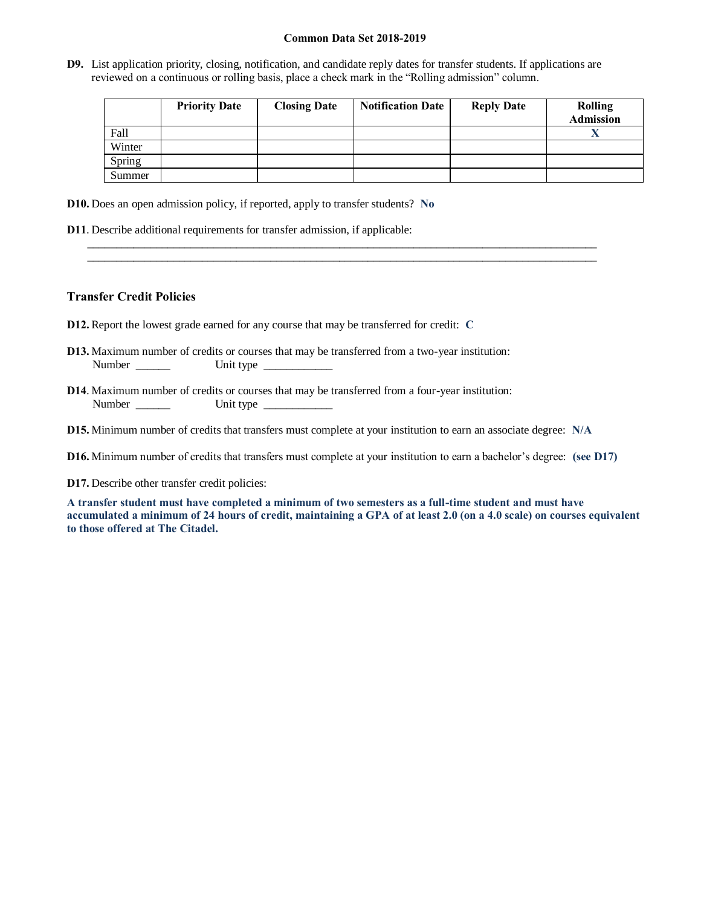**Common Data Set 2018-2019**

**D9.** List application priority, closing, notification, and candidate reply dates for transfer students. If applications are reviewed on a continuous or rolling basis, place a check mark in the "Rolling admission" column.

| | Priority Date | Closing Date | Notification Date | Reply Date | Rolling Admission |
|---|---|---|---|---|---|
| Fall | | | | | X |
| Winter | | | | | |
| Spring | | | | | |
| Summer | | | | | |

**D10.** Does an open admission policy, if reported, apply to transfer students? **No**

**D11**. Describe additional requirements for transfer admission, if applicable:

______________________________________________________________________________

______________________________________________________________________________

### Transfer Credit Policies

**D12.** Report the lowest grade earned for any course that may be transferred for credit: **C**

**D13.** Maximum number of credits or courses that may be transferred from a two-year institution:
Number ______ Unit type ____________

**D14**. Maximum number of credits or courses that may be transferred from a four-year institution:
Number ______ Unit type ____________

**D15.** Minimum number of credits that transfers must complete at your institution to earn an associate degree: **N/A**

**D16.** Minimum number of credits that transfers must complete at your institution to earn a bachelor's degree: **(see D17)**

**D17.** Describe other transfer credit policies:

**A transfer student must have completed a minimum of two semesters as a full-time student and must have accumulated a minimum of 24 hours of credit, maintaining a GPA of at least 2.0 (on a 4.0 scale) on courses equivalent to those offered at The Citadel.**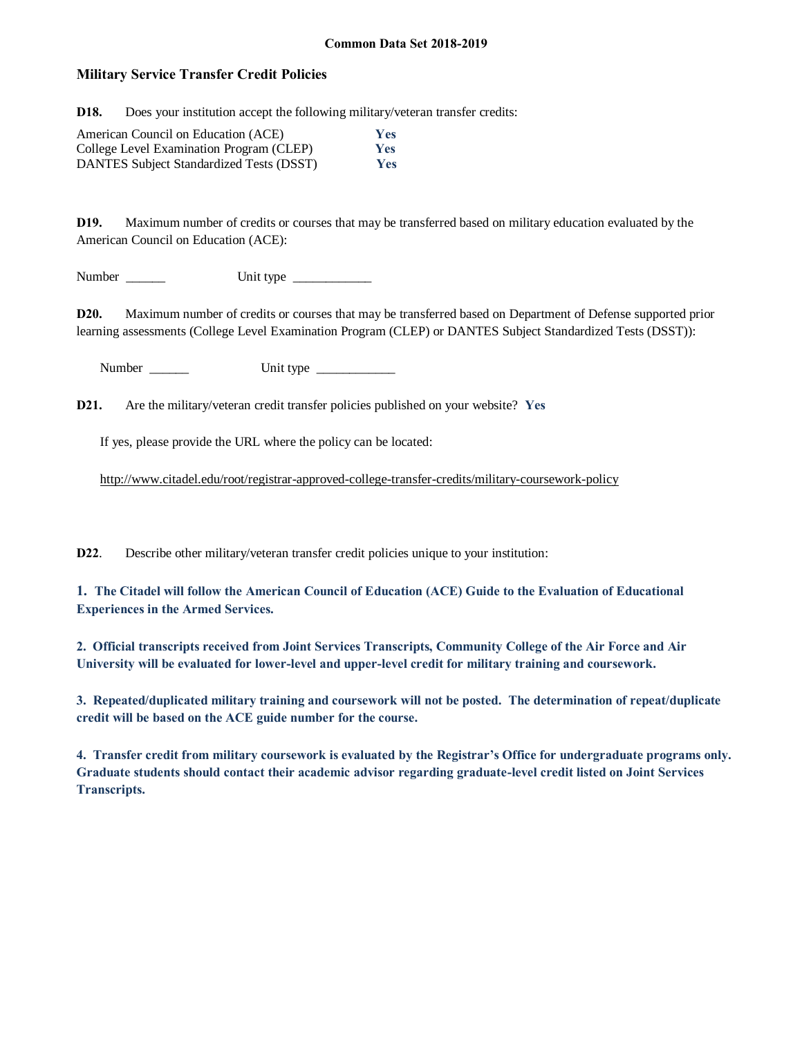Common Data Set 2018-2019

## Military Service Transfer Credit Policies

**D18.** Does your institution accept the following military/veteran transfer credits:

| | |
|---|---|
| American Council on Education (ACE) | **Yes** |
| College Level Examination Program (CLEP) | **Yes** |
| DANTES Subject Standardized Tests (DSST) | **Yes** |

**D19.** Maximum number of credits or courses that may be transferred based on military education evaluated by the American Council on Education (ACE):

Number ______ Unit type ____________

**D20.** Maximum number of credits or courses that may be transferred based on Department of Defense supported prior learning assessments (College Level Examination Program (CLEP) or DANTES Subject Standardized Tests (DSST)):

Number ______ Unit type ____________

**D21.** Are the military/veteran credit transfer policies published on your website? **Yes**

If yes, please provide the URL where the policy can be located:

http://www.citadel.edu/root/registrar-approved-college-transfer-credits/military-coursework-policy

**D22**. Describe other military/veteran transfer credit policies unique to your institution:

**1. The Citadel will follow the American Council of Education (ACE) Guide to the Evaluation of Educational Experiences in the Armed Services.**

**2. Official transcripts received from Joint Services Transcripts, Community College of the Air Force and Air University will be evaluated for lower-level and upper-level credit for military training and coursework.**

**3. Repeated/duplicated military training and coursework will not be posted. The determination of repeat/duplicate credit will be based on the ACE guide number for the course.**

**4. Transfer credit from military coursework is evaluated by the Registrar's Office for undergraduate programs only. Graduate students should contact their academic advisor regarding graduate-level credit listed on Joint Services Transcripts.**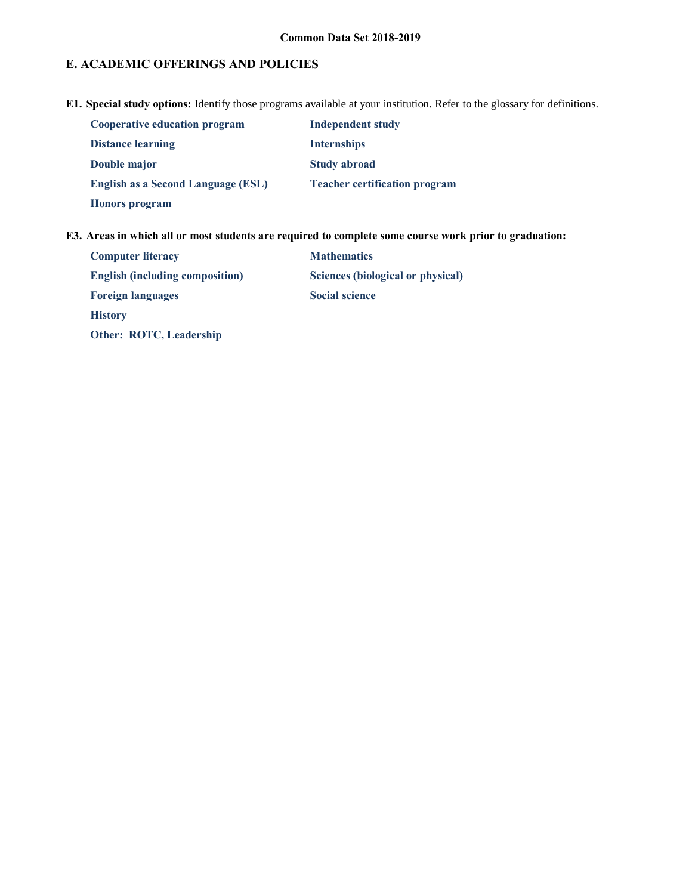## E. ACADEMIC OFFERINGS AND POLICIES

**E1. Special study options:** Identify those programs available at your institution. Refer to the glossary for definitions.

- **Cooperative education program**
- **Distance learning**
- **Double major**
- **English as a Second Language (ESL)**
- **Honors program**
- **Independent study**
- **Internships**
- **Study abroad**
- **Teacher certification program**

**E3. Areas in which all or most students are required to complete some course work prior to graduation:**

- **Computer literacy**
- **English (including composition)**
- **Foreign languages**
- **History**
- **Other: ROTC, Leadership**
- **Mathematics**
- **Sciences (biological or physical)**
- **Social science**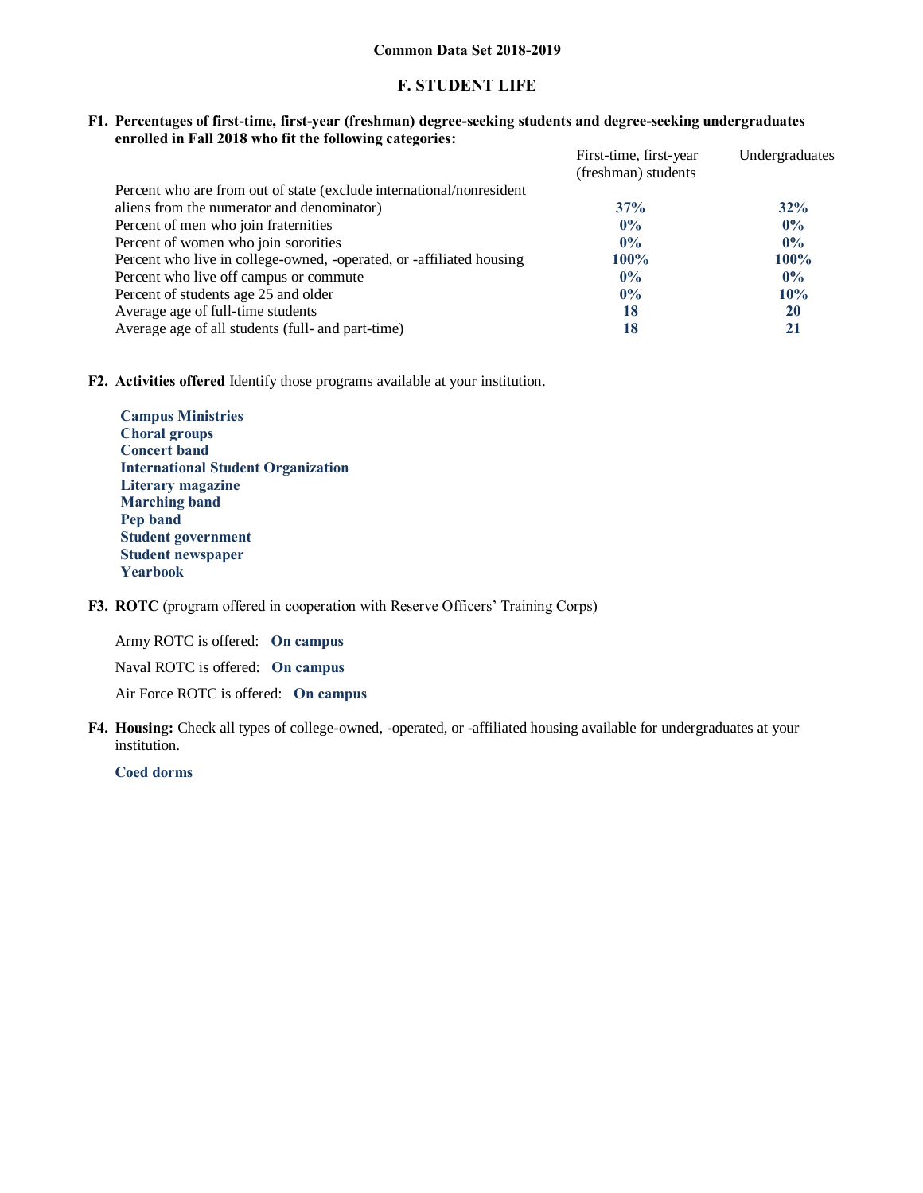**Common Data Set 2018-2019**

## F. STUDENT LIFE

**F1. Percentages of first-time, first-year (freshman) degree-seeking students and degree-seeking undergraduates enrolled in Fall 2018 who fit the following categories:**

| | First-time, first-year (freshman) students | Undergraduates |
|---|---|---|
| Percent who are from out of state (exclude international/nonresident aliens from the numerator and denominator) | **37%** | **32%** |
| Percent of men who join fraternities | **0%** | **0%** |
| Percent of women who join sororities | **0%** | **0%** |
| Percent who live in college-owned, -operated, or -affiliated housing | **100%** | **100%** |
| Percent who live off campus or commute | **0%** | **0%** |
| Percent of students age 25 and older | **0%** | **10%** |
| Average age of full-time students | **18** | **20** |
| Average age of all students (full- and part-time) | **18** | **21** |

**F2. Activities offered** Identify those programs available at your institution.

**Campus Ministries**
**Choral groups**
**Concert band**
**International Student Organization**
**Literary magazine**
**Marching band**
**Pep band**
**Student government**
**Student newspaper**
**Yearbook**

**F3. ROTC** (program offered in cooperation with Reserve Officers' Training Corps)

Army ROTC is offered: **On campus**

Naval ROTC is offered: **On campus**

Air Force ROTC is offered: **On campus**

**F4. Housing:** Check all types of college-owned, -operated, or -affiliated housing available for undergraduates at your institution.

**Coed dorms**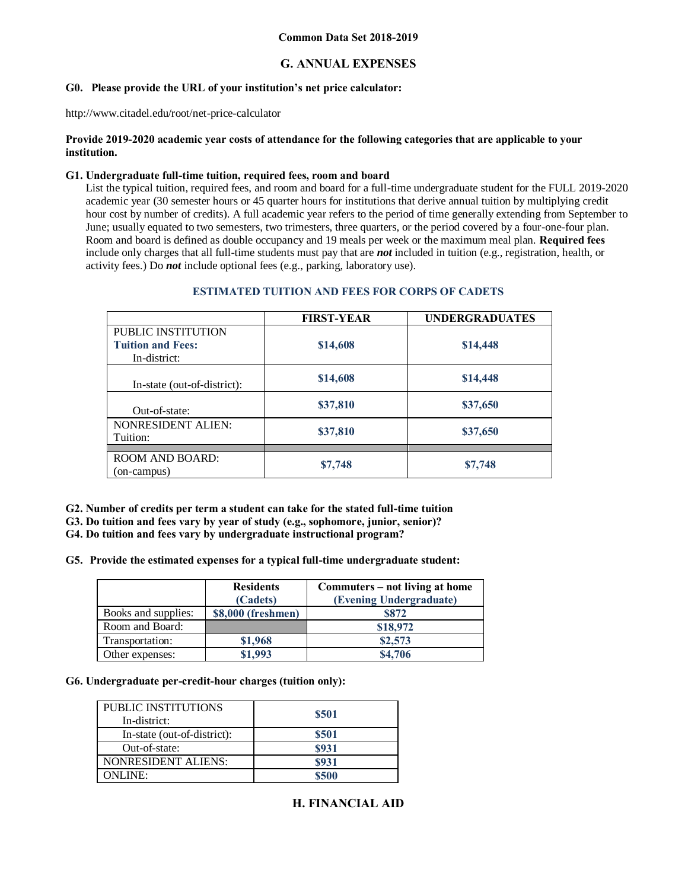**Common Data Set 2018-2019**

## G. ANNUAL EXPENSES

**G0. Please provide the URL of your institution's net price calculator:**

http://www.citadel.edu/root/net-price-calculator

**Provide 2019-2020 academic year costs of attendance for the following categories that are applicable to your institution.**

**G1. Undergraduate full-time tuition, required fees, room and board**

List the typical tuition, required fees, and room and board for a full-time undergraduate student for the FULL 2019-2020 academic year (30 semester hours or 45 quarter hours for institutions that derive annual tuition by multiplying credit hour cost by number of credits). A full academic year refers to the period of time generally extending from September to June; usually equated to two semesters, two trimesters, three quarters, or the period covered by a four-one-four plan. Room and board is defined as double occupancy and 19 meals per week or the maximum meal plan. **Required fees** include only charges that all full-time students must pay that are ***not*** included in tuition (e.g., registration, health, or activity fees.) Do ***not*** include optional fees (e.g., parking, laboratory use).

**ESTIMATED TUITION AND FEES FOR CORPS OF CADETS**

| | FIRST-YEAR | UNDERGRADUATES |
|---|---|---|
| PUBLIC INSTITUTION **Tuition and Fees:** In-district: | **$14,608** | **$14,448** |
| In-state (out-of-district): | **$14,608** | **$14,448** |
| Out-of-state: | **$37,810** | **$37,650** |
| NONRESIDENT ALIEN: Tuition: | **$37,810** | **$37,650** |
| ROOM AND BOARD: (on-campus) | **$7,748** | **$7,748** |

**G2. Number of credits per term a student can take for the stated full-time tuition**

**G3. Do tuition and fees vary by year of study (e.g., sophomore, junior, senior)?**

**G4. Do tuition and fees vary by undergraduate instructional program?**

**G5. Provide the estimated expenses for a typical full-time undergraduate student:**

| | Residents (Cadets) | Commuters – not living at home (Evening Undergraduate) |
|---|---|---|
| Books and supplies: | **$8,000 (freshmen)** | **$872** |
| Room and Board: | | **$18,972** |
| Transportation: | **$1,968** | **$2,573** |
| Other expenses: | **$1,993** | **$4,706** |

**G6. Undergraduate per-credit-hour charges (tuition only):**

| | |
|---|---|
| PUBLIC INSTITUTIONS In-district: | **$501** |
| In-state (out-of-district): | **$501** |
| Out-of-state: | **$931** |
| NONRESIDENT ALIENS: | **$931** |
| ONLINE: | **$500** |

## H. FINANCIAL AID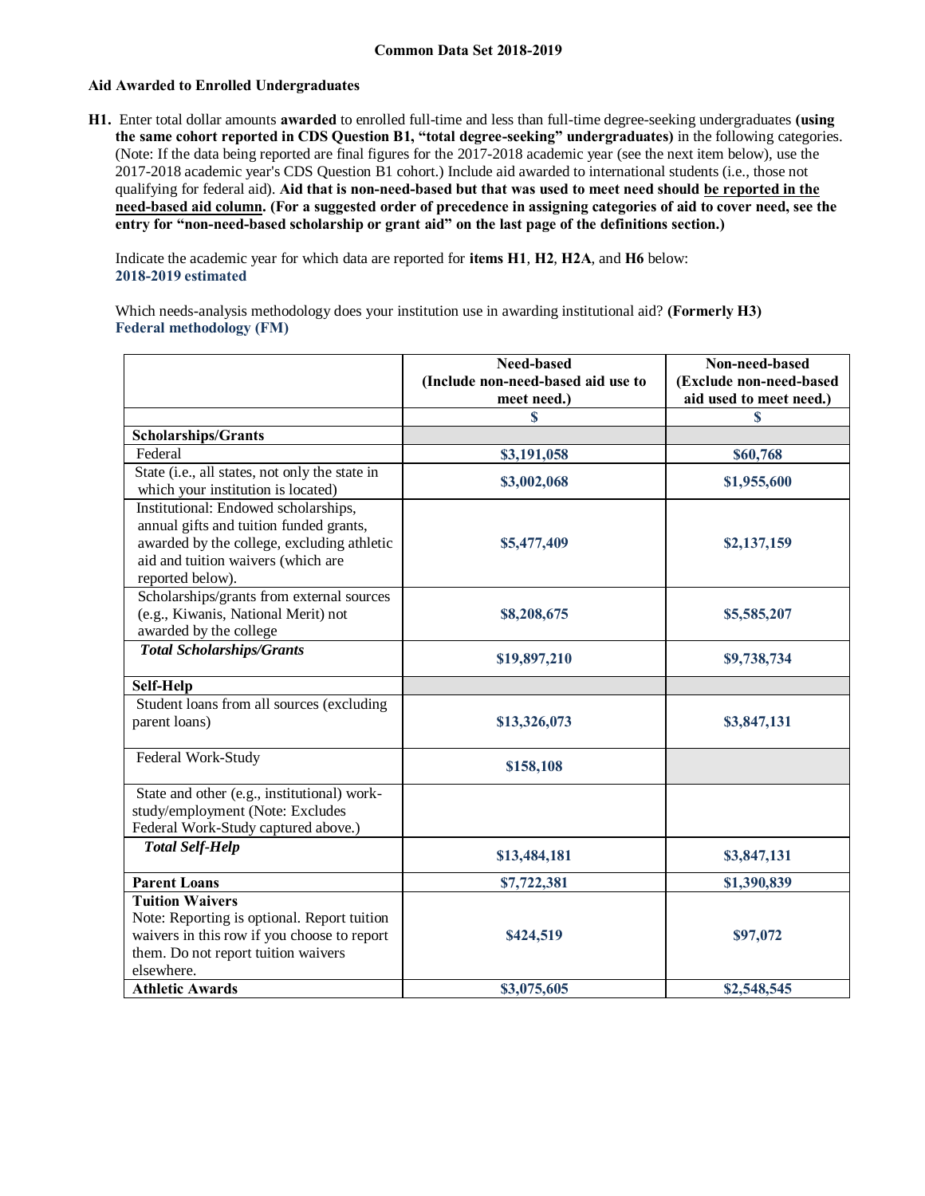**Common Data Set 2018-2019**

## Aid Awarded to Enrolled Undergraduates

**H1.** Enter total dollar amounts **awarded** to enrolled full-time and less than full-time degree-seeking undergraduates **(using the same cohort reported in CDS Question B1, "total degree-seeking" undergraduates)** in the following categories. (Note: If the data being reported are final figures for the 2017-2018 academic year (see the next item below), use the 2017-2018 academic year's CDS Question B1 cohort.) Include aid awarded to international students (i.e., those not qualifying for federal aid). **Aid that is non-need-based but that was used to meet need should be reported in the need-based aid column. (For a suggested order of precedence in assigning categories of aid to cover need, see the entry for "non-need-based scholarship or grant aid" on the last page of the definitions section.)**

Indicate the academic year for which data are reported for **items H1**, **H2**, **H2A**, and **H6** below:
**2018-2019 estimated**

Which needs-analysis methodology does your institution use in awarding institutional aid? **(Formerly H3)**
**Federal methodology (FM)**

| | Need-based (Include non-need-based aid use to meet need.) | Non-need-based (Exclude non-need-based aid used to meet need.) |
|---|---|---|
| | $ | $ |
| **Scholarships/Grants** | | |
| Federal | $3,191,058 | $60,768 |
| State (i.e., all states, not only the state in which your institution is located) | $3,002,068 | $1,955,600 |
| Institutional: Endowed scholarships, annual gifts and tuition funded grants, awarded by the college, excluding athletic aid and tuition waivers (which are reported below). | $5,477,409 | $2,137,159 |
| Scholarships/grants from external sources (e.g., Kiwanis, National Merit) not awarded by the college | $8,208,675 | $5,585,207 |
| ***Total Scholarships/Grants*** | $19,897,210 | $9,738,734 |
| **Self-Help** | | |
| Student loans from all sources (excluding parent loans) | $13,326,073 | $3,847,131 |
| Federal Work-Study | $158,108 | |
| State and other (e.g., institutional) work-study/employment (Note: Excludes Federal Work-Study captured above.) | | |
| ***Total Self-Help*** | $13,484,181 | $3,847,131 |
| **Parent Loans** | $7,722,381 | $1,390,839 |
| **Tuition Waivers** Note: Reporting is optional. Report tuition waivers in this row if you choose to report them. Do not report tuition waivers elsewhere. | $424,519 | $97,072 |
| **Athletic Awards** | $3,075,605 | $2,548,545 |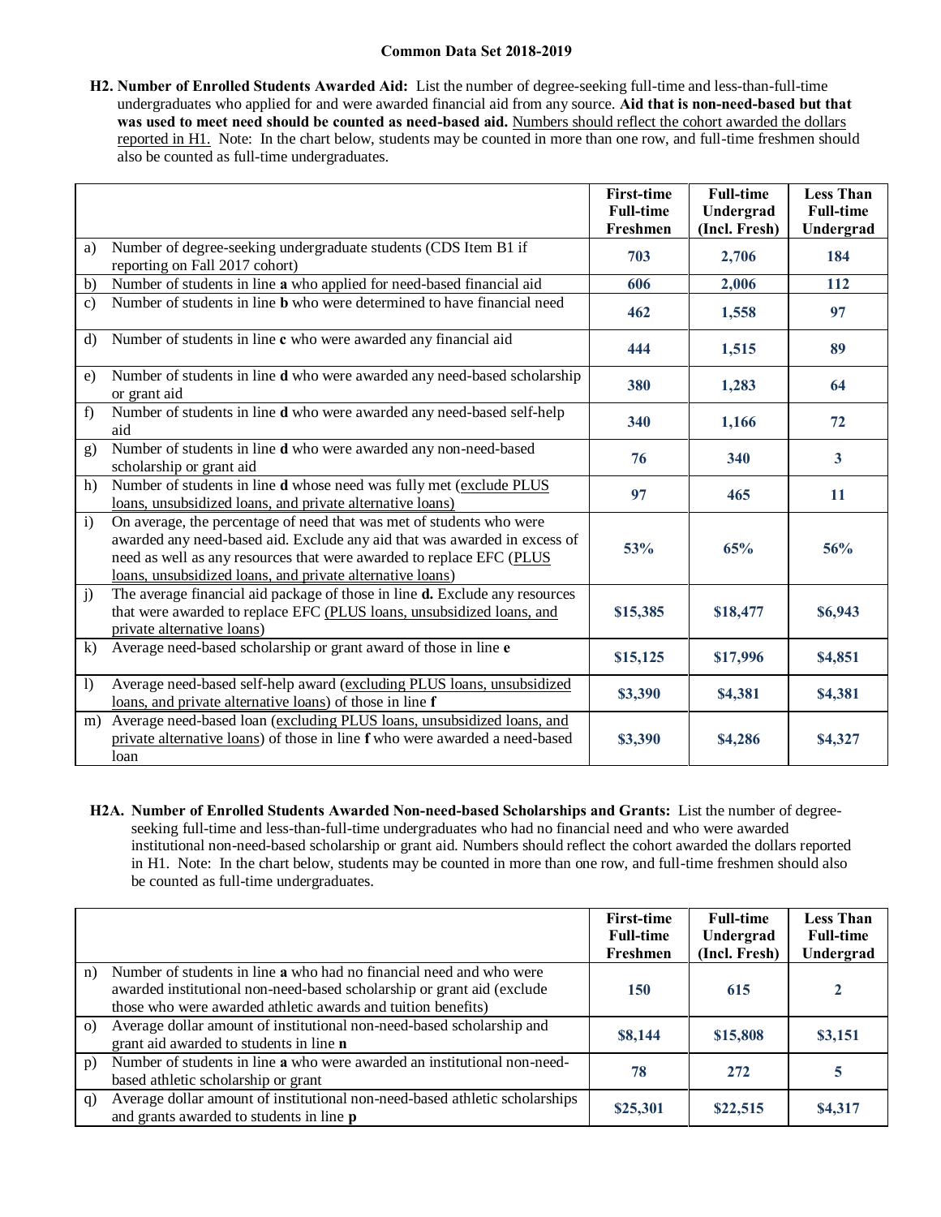Common Data Set 2018-2019

**H2. Number of Enrolled Students Awarded Aid:** List the number of degree-seeking full-time and less-than-full-time undergraduates who applied for and were awarded financial aid from any source. **Aid that is non-need-based but that was used to meet need should be counted as need-based aid.** Numbers should reflect the cohort awarded the dollars reported in H1. Note: In the chart below, students may be counted in more than one row, and full-time freshmen should also be counted as full-time undergraduates.

| | | First-time Full-time Freshmen | Full-time Undergrad (Incl. Fresh) | Less Than Full-time Undergrad |
|---|---|---|---|---|
| a) | Number of degree-seeking undergraduate students (CDS Item B1 if reporting on Fall 2017 cohort) | 703 | 2,706 | 184 |
| b) | Number of students in line **a** who applied for need-based financial aid | 606 | 2,006 | 112 |
| c) | Number of students in line **b** who were determined to have financial need | 462 | 1,558 | 97 |
| d) | Number of students in line **c** who were awarded any financial aid | 444 | 1,515 | 89 |
| e) | Number of students in line **d** who were awarded any need-based scholarship or grant aid | 380 | 1,283 | 64 |
| f) | Number of students in line **d** who were awarded any need-based self-help aid | 340 | 1,166 | 72 |
| g) | Number of students in line **d** who were awarded any non-need-based scholarship or grant aid | 76 | 340 | 3 |
| h) | Number of students in line **d** whose need was fully met (exclude PLUS loans, unsubsidized loans, and private alternative loans) | 97 | 465 | 11 |
| i) | On average, the percentage of need that was met of students who were awarded any need-based aid. Exclude any aid that was awarded in excess of need as well as any resources that were awarded to replace EFC (PLUS loans, unsubsidized loans, and private alternative loans) | 53% | 65% | 56% |
| j) | The average financial aid package of those in line **d.** Exclude any resources that were awarded to replace EFC (PLUS loans, unsubsidized loans, and private alternative loans) | $15,385 | $18,477 | $6,943 |
| k) | Average need-based scholarship or grant award of those in line **e** | $15,125 | $17,996 | $4,851 |
| l) | Average need-based self-help award (excluding PLUS loans, unsubsidized loans, and private alternative loans) of those in line **f** | $3,390 | $4,381 | $4,381 |
| m) | Average need-based loan (excluding PLUS loans, unsubsidized loans, and private alternative loans) of those in line **f** who were awarded a need-based loan | $3,390 | $4,286 | $4,327 |

**H2A. Number of Enrolled Students Awarded Non-need-based Scholarships and Grants:** List the number of degree-seeking full-time and less-than-full-time undergraduates who had no financial need and who were awarded institutional non-need-based scholarship or grant aid. Numbers should reflect the cohort awarded the dollars reported in H1. Note: In the chart below, students may be counted in more than one row, and full-time freshmen should also be counted as full-time undergraduates.

| | | First-time Full-time Freshmen | Full-time Undergrad (Incl. Fresh) | Less Than Full-time Undergrad |
|---|---|---|---|---|
| n) | Number of students in line **a** who had no financial need and who were awarded institutional non-need-based scholarship or grant aid (exclude those who were awarded athletic awards and tuition benefits) | 150 | 615 | 2 |
| o) | Average dollar amount of institutional non-need-based scholarship and grant aid awarded to students in line **n** | $8,144 | $15,808 | $3,151 |
| p) | Number of students in line **a** who were awarded an institutional non-need-based athletic scholarship or grant | 78 | 272 | 5 |
| q) | Average dollar amount of institutional non-need-based athletic scholarships and grants awarded to students in line **p** | $25,301 | $22,515 | $4,317 |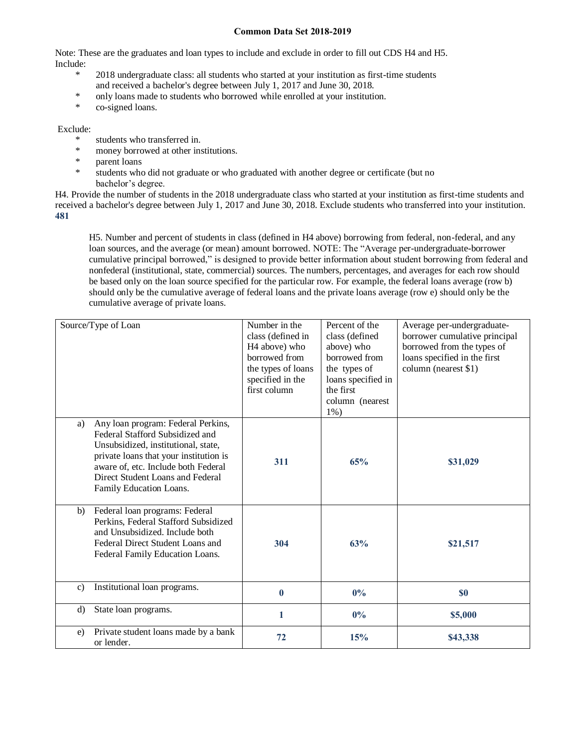**Common Data Set 2018-2019**

Note: These are the graduates and loan types to include and exclude in order to fill out CDS H4 and H5.
Include:

* 2018 undergraduate class: all students who started at your institution as first-time students and received a bachelor's degree between July 1, 2017 and June 30, 2018.
* only loans made to students who borrowed while enrolled at your institution.
* co-signed loans.

Exclude:

* students who transferred in.
* money borrowed at other institutions.
* parent loans
* students who did not graduate or who graduated with another degree or certificate (but no bachelor's degree.

H4. Provide the number of students in the 2018 undergraduate class who started at your institution as first-time students and received a bachelor's degree between July 1, 2017 and June 30, 2018. Exclude students who transferred into your institution.
**481**

H5. Number and percent of students in class (defined in H4 above) borrowing from federal, non-federal, and any loan sources, and the average (or mean) amount borrowed. NOTE: The "Average per-undergraduate-borrower cumulative principal borrowed," is designed to provide better information about student borrowing from federal and nonfederal (institutional, state, commercial) sources. The numbers, percentages, and averages for each row should be based only on the loan source specified for the particular row. For example, the federal loans average (row b) should only be the cumulative average of federal loans and the private loans average (row e) should only be the cumulative average of private loans.

| Source/Type of Loan | Number in the class (defined in H4 above) who borrowed from the types of loans specified in the first column | Percent of the class (defined above) who borrowed from the types of loans specified in the first column (nearest 1%) | Average per-undergraduate-borrower cumulative principal borrowed from the types of loans specified in the first column (nearest $1) |
|---|---|---|---|
| a) Any loan program: Federal Perkins, Federal Stafford Subsidized and Unsubsidized, institutional, state, private loans that your institution is aware of, etc. Include both Federal Direct Student Loans and Federal Family Education Loans. | **311** | **65%** | **$31,029** |
| b) Federal loan programs: Federal Perkins, Federal Stafford Subsidized and Unsubsidized. Include both Federal Direct Student Loans and Federal Family Education Loans. | **304** | **63%** | **$21,517** |
| c) Institutional loan programs. | **0** | **0%** | **$0** |
| d) State loan programs. | **1** | **0%** | **$5,000** |
| e) Private student loans made by a bank or lender. | **72** | **15%** | **$43,338** |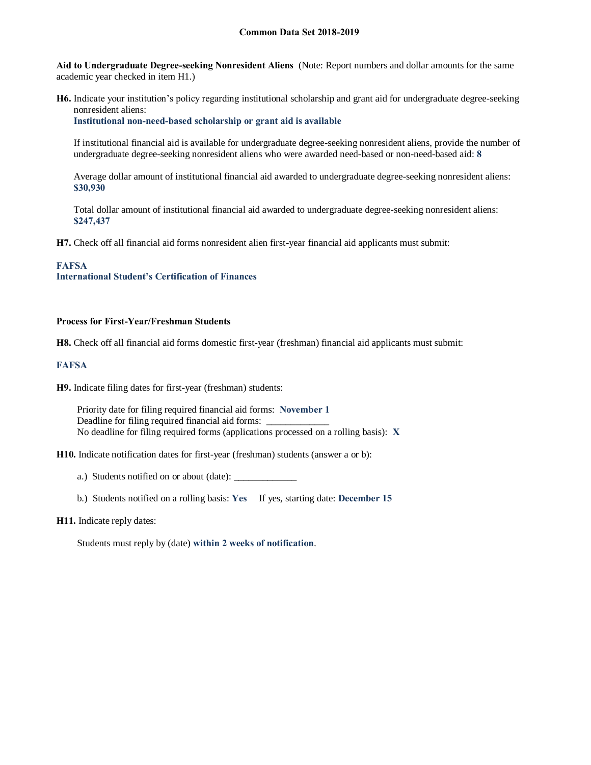**Aid to Undergraduate Degree-seeking Nonresident Aliens** (Note: Report numbers and dollar amounts for the same academic year checked in item H1.)

**H6.** Indicate your institution's policy regarding institutional scholarship and grant aid for undergraduate degree-seeking nonresident aliens:
**Institutional non-need-based scholarship or grant aid is available**

If institutional financial aid is available for undergraduate degree-seeking nonresident aliens, provide the number of undergraduate degree-seeking nonresident aliens who were awarded need-based or non-need-based aid: **8**

Average dollar amount of institutional financial aid awarded to undergraduate degree-seeking nonresident aliens: **$30,930**

Total dollar amount of institutional financial aid awarded to undergraduate degree-seeking nonresident aliens: **$247,437**

**H7.** Check off all financial aid forms nonresident alien first-year financial aid applicants must submit:

**FAFSA**
**International Student's Certification of Finances**

**Process for First-Year/Freshman Students**

**H8.** Check off all financial aid forms domestic first-year (freshman) financial aid applicants must submit:

**FAFSA**

**H9.** Indicate filing dates for first-year (freshman) students:

Priority date for filing required financial aid forms: **November 1**
Deadline for filing required financial aid forms: _____________
No deadline for filing required forms (applications processed on a rolling basis): **X**

**H10.** Indicate notification dates for first-year (freshman) students (answer a or b):

a.) Students notified on or about (date): _____________

b.) Students notified on a rolling basis: **Yes** If yes, starting date: **December 15**

**H11.** Indicate reply dates:

Students must reply by (date) **within 2 weeks of notification**.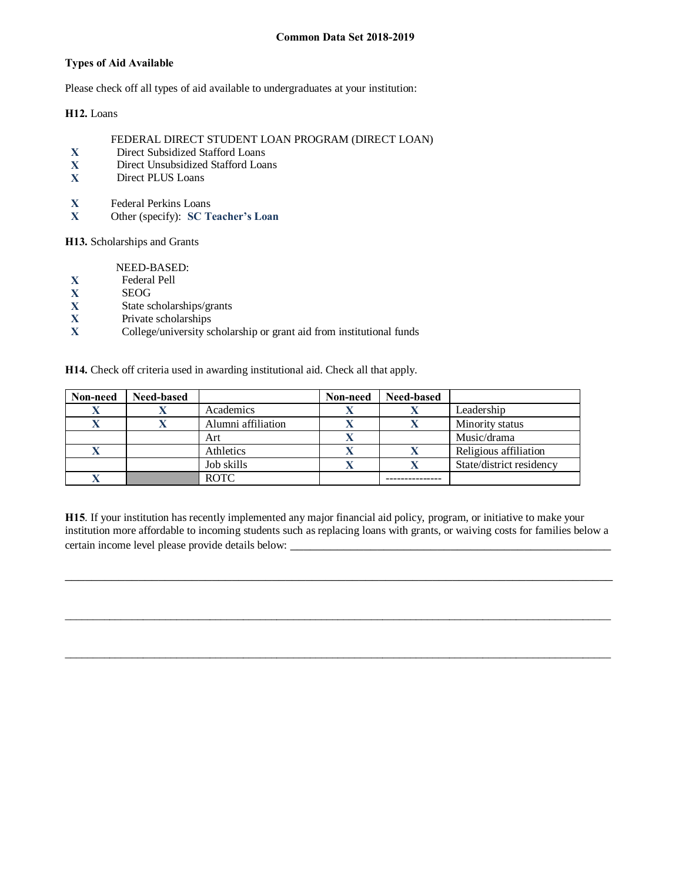**Common Data Set 2018-2019**

**Types of Aid Available**

Please check off all types of aid available to undergraduates at your institution:

**H12.** Loans

FEDERAL DIRECT STUDENT LOAN PROGRAM (DIRECT LOAN)

X Direct Subsidized Stafford Loans
X Direct Unsubsidized Stafford Loans
X Direct PLUS Loans

X Federal Perkins Loans
X Other (specify): **SC Teacher's Loan**

**H13.** Scholarships and Grants

NEED-BASED:

X Federal Pell
X SEOG
X State scholarships/grants
X Private scholarships
X College/university scholarship or grant aid from institutional funds

**H14.** Check off criteria used in awarding institutional aid. Check all that apply.

| Non-need | Need-based | | Non-need | Need-based | |
|---|---|---|---|---|---|
| X | X | Academics | X | X | Leadership |
| X | X | Alumni affiliation | X | X | Minority status |
| | | Art | X | | Music/drama |
| X | | Athletics | X | X | Religious affiliation |
| | | Job skills | X | X | State/district residency |
| X | | ROTC | | --------------- | |

**H15**. If your institution has recently implemented any major financial aid policy, program, or initiative to make your institution more affordable to incoming students such as replacing loans with grants, or waiving costs for families below a certain income level please provide details below: ___________________________________________

___________________________________________

___________________________________________

___________________________________________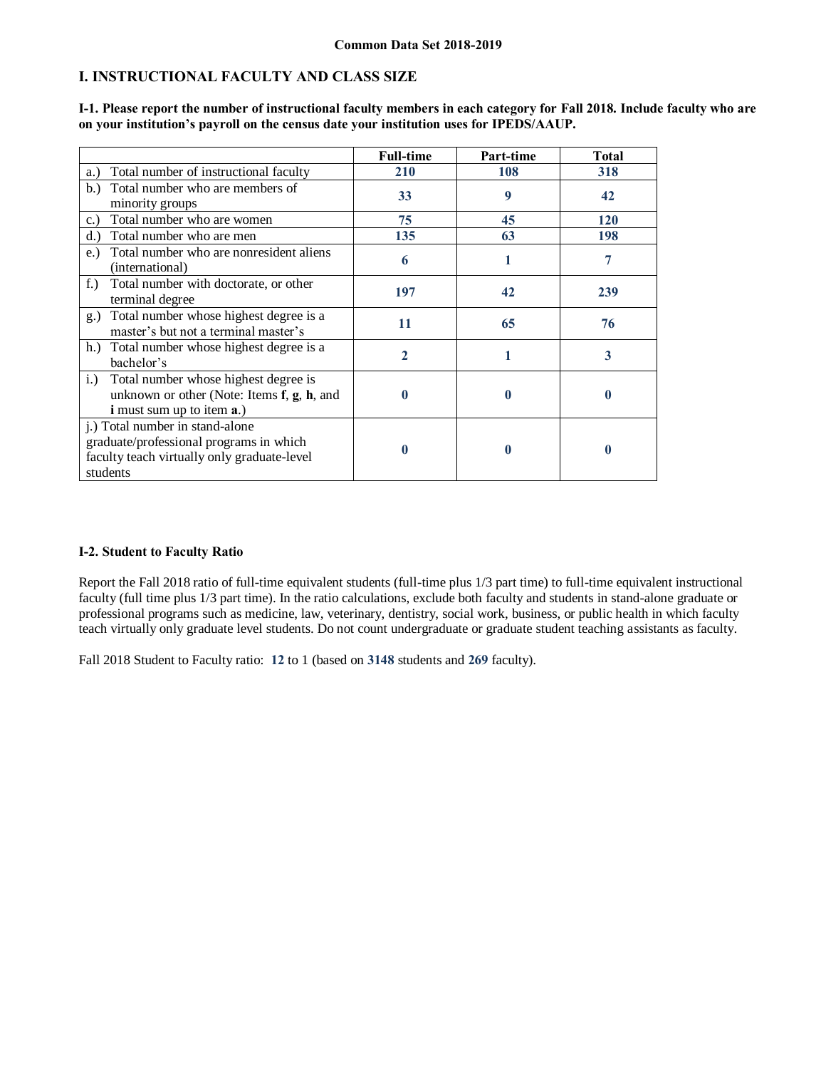**Common Data Set 2018-2019**

## I. INSTRUCTIONAL FACULTY AND CLASS SIZE

**I-1. Please report the number of instructional faculty members in each category for Fall 2018. Include faculty who are on your institution's payroll on the census date your institution uses for IPEDS/AAUP.**

| | Full-time | Part-time | Total |
|---|---|---|---|
| a.) Total number of instructional faculty | 210 | 108 | 318 |
| b.) Total number who are members of minority groups | 33 | 9 | 42 |
| c.) Total number who are women | 75 | 45 | 120 |
| d.) Total number who are men | 135 | 63 | 198 |
| e.) Total number who are nonresident aliens (international) | 6 | 1 | 7 |
| f.) Total number with doctorate, or other terminal degree | 197 | 42 | 239 |
| g.) Total number whose highest degree is a master's but not a terminal master's | 11 | 65 | 76 |
| h.) Total number whose highest degree is a bachelor's | 2 | 1 | 3 |
| i.) Total number whose highest degree is unknown or other (Note: Items **f**, **g**, **h**, and **i** must sum up to item **a**.) | 0 | 0 | 0 |
| j.) Total number in stand-alone graduate/professional programs in which faculty teach virtually only graduate-level students | 0 | 0 | 0 |

**I-2. Student to Faculty Ratio**

Report the Fall 2018 ratio of full-time equivalent students (full-time plus 1/3 part time) to full-time equivalent instructional faculty (full time plus 1/3 part time). In the ratio calculations, exclude both faculty and students in stand-alone graduate or professional programs such as medicine, law, veterinary, dentistry, social work, business, or public health in which faculty teach virtually only graduate level students. Do not count undergraduate or graduate student teaching assistants as faculty.

Fall 2018 Student to Faculty ratio: **12** to 1 (based on **3148** students and **269** faculty).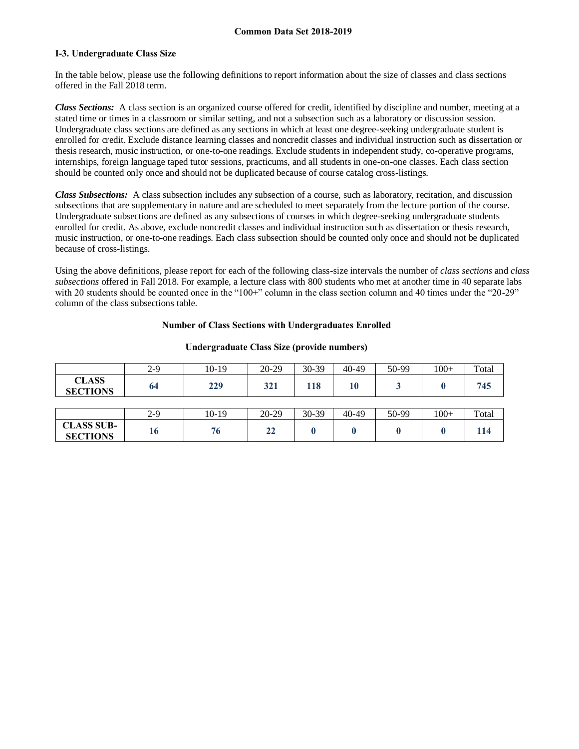## I-3. Undergraduate Class Size

In the table below, please use the following definitions to report information about the size of classes and class sections offered in the Fall 2018 term.

***Class Sections:*** A class section is an organized course offered for credit, identified by discipline and number, meeting at a stated time or times in a classroom or similar setting, and not a subsection such as a laboratory or discussion session. Undergraduate class sections are defined as any sections in which at least one degree-seeking undergraduate student is enrolled for credit. Exclude distance learning classes and noncredit classes and individual instruction such as dissertation or thesis research, music instruction, or one-to-one readings. Exclude students in independent study, co-operative programs, internships, foreign language taped tutor sessions, practicums, and all students in one-on-one classes. Each class section should be counted only once and should not be duplicated because of course catalog cross-listings.

***Class Subsections:*** A class subsection includes any subsection of a course, such as laboratory, recitation, and discussion subsections that are supplementary in nature and are scheduled to meet separately from the lecture portion of the course. Undergraduate subsections are defined as any subsections of courses in which degree-seeking undergraduate students enrolled for credit. As above, exclude noncredit classes and individual instruction such as dissertation or thesis research, music instruction, or one-to-one readings. Each class subsection should be counted only once and should not be duplicated because of cross-listings.

Using the above definitions, please report for each of the following class-size intervals the number of *class sections* and *class subsections* offered in Fall 2018. For example, a lecture class with 800 students who met at another time in 40 separate labs with 20 students should be counted once in the "100+" column in the class section column and 40 times under the "20-29" column of the class subsections table.

**Number of Class Sections with Undergraduates Enrolled**

**Undergraduate Class Size (provide numbers)**

| | 2-9 | 10-19 | 20-29 | 30-39 | 40-49 | 50-99 | 100+ | Total |
|---|---|---|---|---|---|---|---|---|
| **CLASS SECTIONS** | 64 | 229 | 321 | 118 | 10 | 3 | 0 | 745 |

| | 2-9 | 10-19 | 20-29 | 30-39 | 40-49 | 50-99 | 100+ | Total |
|---|---|---|---|---|---|---|---|---|
| **CLASS SUB-SECTIONS** | 16 | 76 | 22 | 0 | 0 | 0 | 0 | 114 |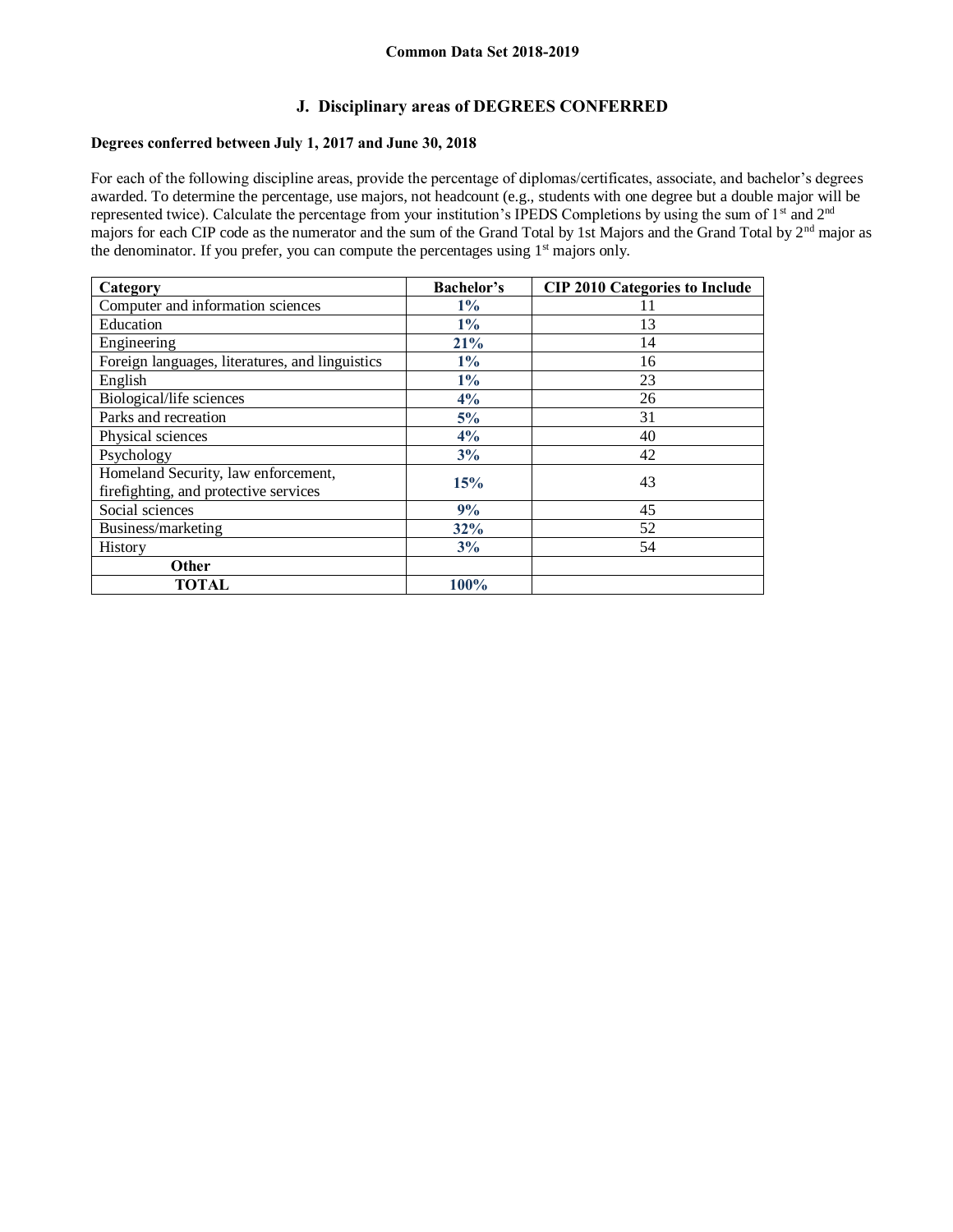## J. Disciplinary areas of DEGREES CONFERRED

**Degrees conferred between July 1, 2017 and June 30, 2018**

For each of the following discipline areas, provide the percentage of diplomas/certificates, associate, and bachelor's degrees awarded. To determine the percentage, use majors, not headcount (e.g., students with one degree but a double major will be represented twice). Calculate the percentage from your institution's IPEDS Completions by using the sum of 1st and 2nd majors for each CIP code as the numerator and the sum of the Grand Total by 1st Majors and the Grand Total by 2nd major as the denominator. If you prefer, you can compute the percentages using 1st majors only.

| Category | Bachelor's | CIP 2010 Categories to Include |
|---|---|---|
| Computer and information sciences | 1% | 11 |
| Education | 1% | 13 |
| Engineering | 21% | 14 |
| Foreign languages, literatures, and linguistics | 1% | 16 |
| English | 1% | 23 |
| Biological/life sciences | 4% | 26 |
| Parks and recreation | 5% | 31 |
| Physical sciences | 4% | 40 |
| Psychology | 3% | 42 |
| Homeland Security, law enforcement, firefighting, and protective services | 15% | 43 |
| Social sciences | 9% | 45 |
| Business/marketing | 32% | 52 |
| History | 3% | 54 |
| **Other** | | |
| **TOTAL** | 100% | |